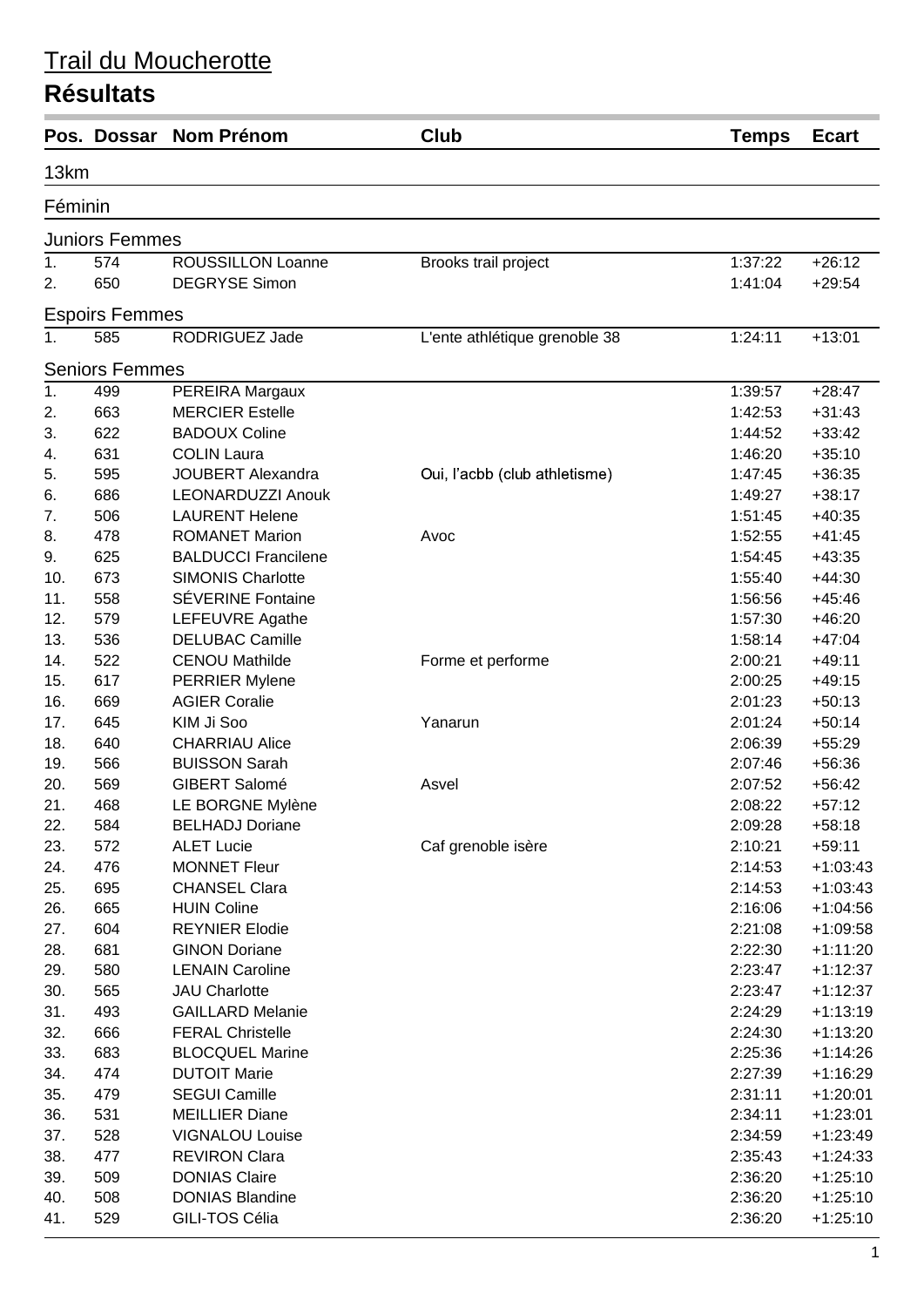# Trail du Moucherotte

## Résultats

| Pos. | Dossar | Nom Prénom | Club | Temps | Ecart |
|---|---|---|---|---|---|
| **13km** | | | | | |
| **Féminin** | | | | | |
| **Juniors Femmes** | | | | | |
| 1. | 574 | ROUSSILLON Loanne | Brooks trail project | 1:37:22 | +26:12 |
| 2. | 650 | DEGRYSE Simon | | 1:41:04 | +29:54 |
| **Espoirs Femmes** | | | | | |
| 1. | 585 | RODRIGUEZ Jade | L'ente athlétique grenoble 38 | 1:24:11 | +13:01 |
| **Seniors Femmes** | | | | | |
| 1. | 499 | PEREIRA Margaux | | 1:39:57 | +28:47 |
| 2. | 663 | MERCIER Estelle | | 1:42:53 | +31:43 |
| 3. | 622 | BADOUX Coline | | 1:44:52 | +33:42 |
| 4. | 631 | COLIN Laura | | 1:46:20 | +35:10 |
| 5. | 595 | JOUBERT Alexandra | Oui, l'acbb (club athletisme) | 1:47:45 | +36:35 |
| 6. | 686 | LEONARDUZZI Anouk | | 1:49:27 | +38:17 |
| 7. | 506 | LAURENT Helene | | 1:51:45 | +40:35 |
| 8. | 478 | ROMANET Marion | Avoc | 1:52:55 | +41:45 |
| 9. | 625 | BALDUCCI Francilene | | 1:54:45 | +43:35 |
| 10. | 673 | SIMONIS Charlotte | | 1:55:40 | +44:30 |
| 11. | 558 | SÉVERINE Fontaine | | 1:56:56 | +45:46 |
| 12. | 579 | LEFEUVRE Agathe | | 1:57:30 | +46:20 |
| 13. | 536 | DELUBAC Camille | | 1:58:14 | +47:04 |
| 14. | 522 | CENOU Mathilde | Forme et performe | 2:00:21 | +49:11 |
| 15. | 617 | PERRIER Mylene | | 2:00:25 | +49:15 |
| 16. | 669 | AGIER Coralie | | 2:01:23 | +50:13 |
| 17. | 645 | KIM Ji Soo | Yanarun | 2:01:24 | +50:14 |
| 18. | 640 | CHARRIAU Alice | | 2:06:39 | +55:29 |
| 19. | 566 | BUISSON Sarah | | 2:07:46 | +56:36 |
| 20. | 569 | GIBERT Salomé | Asvel | 2:07:52 | +56:42 |
| 21. | 468 | LE BORGNE Mylène | | 2:08:22 | +57:12 |
| 22. | 584 | BELHADJ Doriane | | 2:09:28 | +58:18 |
| 23. | 572 | ALET Lucie | Caf grenoble isère | 2:10:21 | +59:11 |
| 24. | 476 | MONNET Fleur | | 2:14:53 | +1:03:43 |
| 25. | 695 | CHANSEL Clara | | 2:14:53 | +1:03:43 |
| 26. | 665 | HUIN Coline | | 2:16:06 | +1:04:56 |
| 27. | 604 | REYNIER Elodie | | 2:21:08 | +1:09:58 |
| 28. | 681 | GINON Doriane | | 2:22:30 | +1:11:20 |
| 29. | 580 | LENAIN Caroline | | 2:23:47 | +1:12:37 |
| 30. | 565 | JAU Charlotte | | 2:23:47 | +1:12:37 |
| 31. | 493 | GAILLARD Melanie | | 2:24:29 | +1:13:19 |
| 32. | 666 | FERAL Christelle | | 2:24:30 | +1:13:20 |
| 33. | 683 | BLOCQUEL Marine | | 2:25:36 | +1:14:26 |
| 34. | 474 | DUTOIT Marie | | 2:27:39 | +1:16:29 |
| 35. | 479 | SEGUI Camille | | 2:31:11 | +1:20:01 |
| 36. | 531 | MEILLIER Diane | | 2:34:11 | +1:23:01 |
| 37. | 528 | VIGNALOU Louise | | 2:34:59 | +1:23:49 |
| 38. | 477 | REVIRON Clara | | 2:35:43 | +1:24:33 |
| 39. | 509 | DONIAS Claire | | 2:36:20 | +1:25:10 |
| 40. | 508 | DONIAS Blandine | | 2:36:20 | +1:25:10 |
| 41. | 529 | GILI-TOS Célia | | 2:36:20 | +1:25:10 |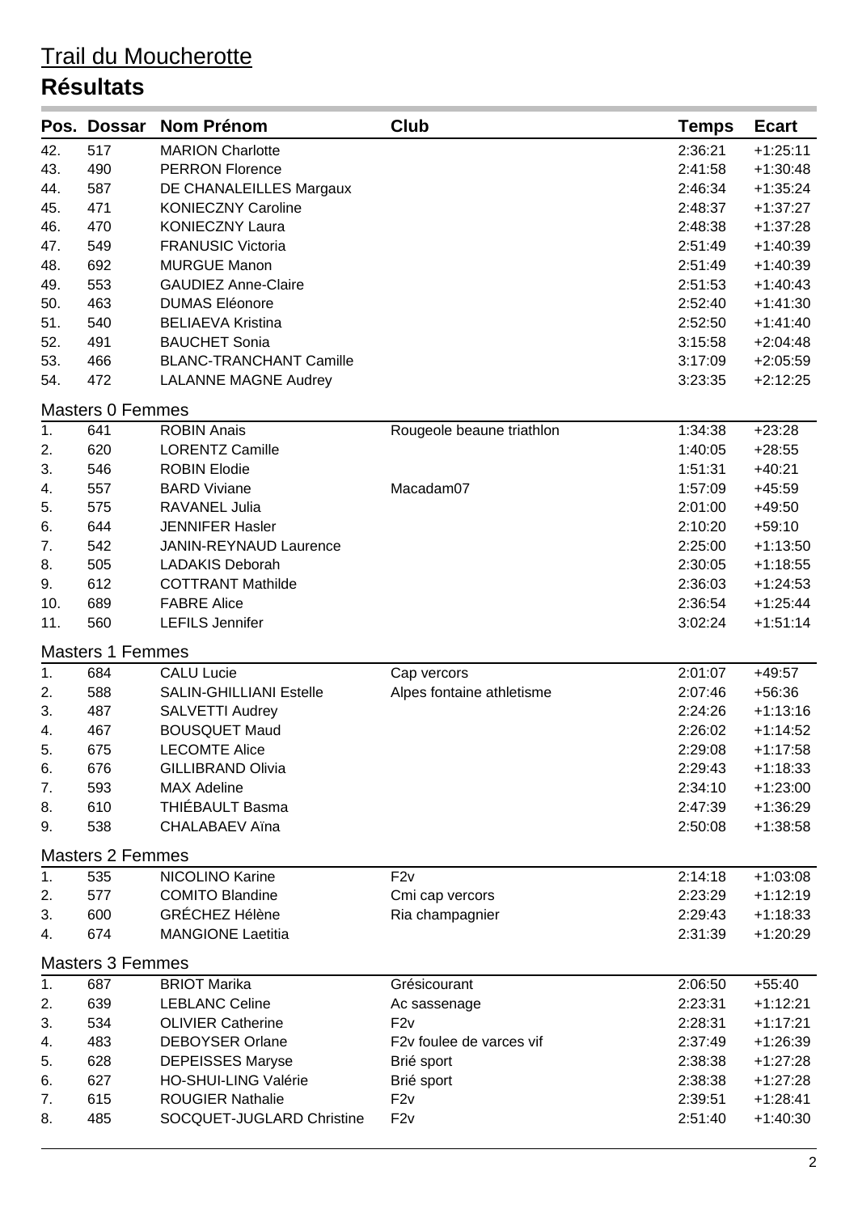# Trail du Moucherotte

## Résultats

| Pos. | Dossar | Nom Prénom | Club | Temps | Ecart |
|---|---|---|---|---|---|
| 42. | 517 | MARION Charlotte | | 2:36:21 | +1:25:11 |
| 43. | 490 | PERRON Florence | | 2:41:58 | +1:30:48 |
| 44. | 587 | DE CHANALEILLES Margaux | | 2:46:34 | +1:35:24 |
| 45. | 471 | KONIECZNY Caroline | | 2:48:37 | +1:37:27 |
| 46. | 470 | KONIECZNY Laura | | 2:48:38 | +1:37:28 |
| 47. | 549 | FRANUSIC Victoria | | 2:51:49 | +1:40:39 |
| 48. | 692 | MURGUE Manon | | 2:51:49 | +1:40:39 |
| 49. | 553 | GAUDIEZ Anne-Claire | | 2:51:53 | +1:40:43 |
| 50. | 463 | DUMAS Eléonore | | 2:52:40 | +1:41:30 |
| 51. | 540 | BELIAEVA Kristina | | 2:52:50 | +1:41:40 |
| 52. | 491 | BAUCHET Sonia | | 3:15:58 | +2:04:48 |
| 53. | 466 | BLANC-TRANCHANT Camille | | 3:17:09 | +2:05:59 |
| 54. | 472 | LALANNE MAGNE Audrey | | 3:23:35 | +2:12:25 |

### Masters 0 Femmes

| Pos. | Dossar | Nom Prénom | Club | Temps | Ecart |
|---|---|---|---|---|---|
| 1. | 641 | ROBIN Anais | Rougeole beaune triathlon | 1:34:38 | +23:28 |
| 2. | 620 | LORENTZ Camille | | 1:40:05 | +28:55 |
| 3. | 546 | ROBIN Elodie | | 1:51:31 | +40:21 |
| 4. | 557 | BARD Viviane | Macadam07 | 1:57:09 | +45:59 |
| 5. | 575 | RAVANEL Julia | | 2:01:00 | +49:50 |
| 6. | 644 | JENNIFER Hasler | | 2:10:20 | +59:10 |
| 7. | 542 | JANIN-REYNAUD Laurence | | 2:25:00 | +1:13:50 |
| 8. | 505 | LADAKIS Deborah | | 2:30:05 | +1:18:55 |
| 9. | 612 | COTTRANT Mathilde | | 2:36:03 | +1:24:53 |
| 10. | 689 | FABRE Alice | | 2:36:54 | +1:25:44 |
| 11. | 560 | LEFILS Jennifer | | 3:02:24 | +1:51:14 |

### Masters 1 Femmes

| Pos. | Dossar | Nom Prénom | Club | Temps | Ecart |
|---|---|---|---|---|---|
| 1. | 684 | CALU Lucie | Cap vercors | 2:01:07 | +49:57 |
| 2. | 588 | SALIN-GHILLIANI Estelle | Alpes fontaine athletisme | 2:07:46 | +56:36 |
| 3. | 487 | SALVETTI Audrey | | 2:24:26 | +1:13:16 |
| 4. | 467 | BOUSQUET Maud | | 2:26:02 | +1:14:52 |
| 5. | 675 | LECOMTE Alice | | 2:29:08 | +1:17:58 |
| 6. | 676 | GILLIBRAND Olivia | | 2:29:43 | +1:18:33 |
| 7. | 593 | MAX Adeline | | 2:34:10 | +1:23:00 |
| 8. | 610 | THIÉBAULT Basma | | 2:47:39 | +1:36:29 |
| 9. | 538 | CHALABAEV Aïna | | 2:50:08 | +1:38:58 |

### Masters 2 Femmes

| Pos. | Dossar | Nom Prénom | Club | Temps | Ecart |
|---|---|---|---|---|---|
| 1. | 535 | NICOLINO Karine | F2v | 2:14:18 | +1:03:08 |
| 2. | 577 | COMITO Blandine | Cmi cap vercors | 2:23:29 | +1:12:19 |
| 3. | 600 | GRÉCHEZ Hélène | Ria champagnier | 2:29:43 | +1:18:33 |
| 4. | 674 | MANGIONE Laetitia | | 2:31:39 | +1:20:29 |

### Masters 3 Femmes

| Pos. | Dossar | Nom Prénom | Club | Temps | Ecart |
|---|---|---|---|---|---|
| 1. | 687 | BRIOT Marika | Grésicourant | 2:06:50 | +55:40 |
| 2. | 639 | LEBLANC Celine | Ac sassenage | 2:23:31 | +1:12:21 |
| 3. | 534 | OLIVIER Catherine | F2v | 2:28:31 | +1:17:21 |
| 4. | 483 | DEBOYSER Orlane | F2v foulee de varces vif | 2:37:49 | +1:26:39 |
| 5. | 628 | DEPEISSES Maryse | Brié sport | 2:38:38 | +1:27:28 |
| 6. | 627 | HO-SHUI-LING Valérie | Brié sport | 2:38:38 | +1:27:28 |
| 7. | 615 | ROUGIER Nathalie | F2v | 2:39:51 | +1:28:41 |
| 8. | 485 | SOCQUET-JUGLARD Christine | F2v | 2:51:40 | +1:40:30 |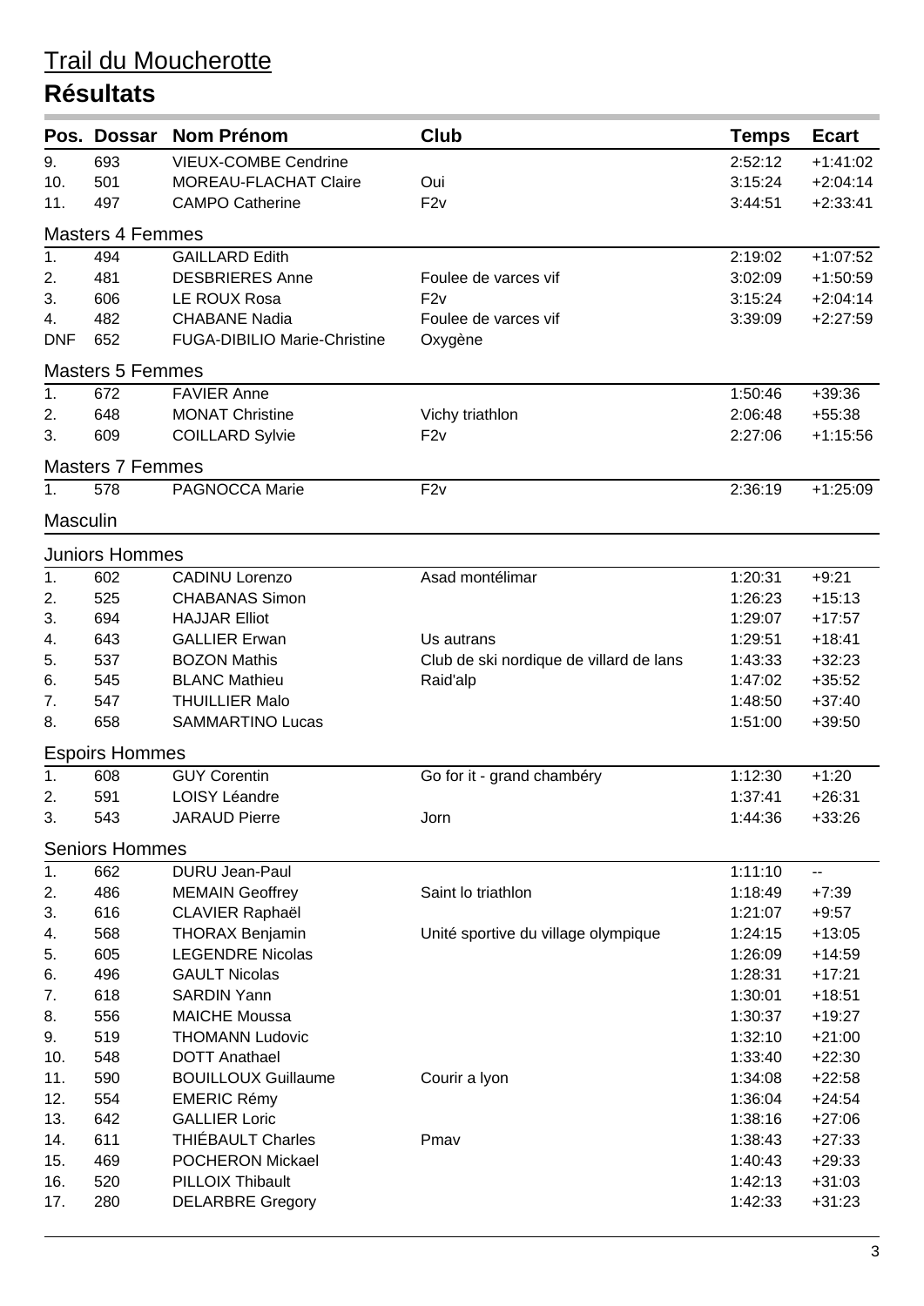# Trail du Moucherotte

## Résultats

| Pos. | Dossar | Nom Prénom | Club | Temps | Ecart |
|---|---|---|---|---|---|
| 9. | 693 | VIEUX-COMBE Cendrine | | 2:52:12 | +1:41:02 |
| 10. | 501 | MOREAU-FLACHAT Claire | Oui | 3:15:24 | +2:04:14 |
| 11. | 497 | CAMPO Catherine | F2v | 3:44:51 | +2:33:41 |

### Masters 4 Femmes

| Pos. | Dossar | Nom Prénom | Club | Temps | Ecart |
|---|---|---|---|---|---|
| 1. | 494 | GAILLARD Edith | | 2:19:02 | +1:07:52 |
| 2. | 481 | DESBRIERES Anne | Foulee de varces vif | 3:02:09 | +1:50:59 |
| 3. | 606 | LE ROUX Rosa | F2v | 3:15:24 | +2:04:14 |
| 4. | 482 | CHABANE Nadia | Foulee de varces vif | 3:39:09 | +2:27:59 |
| DNF | 652 | FUGA-DIBILIO Marie-Christine | Oxygène | | |

### Masters 5 Femmes

| Pos. | Dossar | Nom Prénom | Club | Temps | Ecart |
|---|---|---|---|---|---|
| 1. | 672 | FAVIER Anne | | 1:50:46 | +39:36 |
| 2. | 648 | MONAT Christine | Vichy triathlon | 2:06:48 | +55:38 |
| 3. | 609 | COILLARD Sylvie | F2v | 2:27:06 | +1:15:56 |

### Masters 7 Femmes

| Pos. | Dossar | Nom Prénom | Club | Temps | Ecart |
|---|---|---|---|---|---|
| 1. | 578 | PAGNOCCA Marie | F2v | 2:36:19 | +1:25:09 |

## Masculin

### Juniors Hommes

| Pos. | Dossar | Nom Prénom | Club | Temps | Ecart |
|---|---|---|---|---|---|
| 1. | 602 | CADINU Lorenzo | Asad montélimar | 1:20:31 | +9:21 |
| 2. | 525 | CHABANAS Simon | | 1:26:23 | +15:13 |
| 3. | 694 | HAJJAR Elliot | | 1:29:07 | +17:57 |
| 4. | 643 | GALLIER Erwan | Us autrans | 1:29:51 | +18:41 |
| 5. | 537 | BOZON Mathis | Club de ski nordique de villard de lans | 1:43:33 | +32:23 |
| 6. | 545 | BLANC Mathieu | Raid'alp | 1:47:02 | +35:52 |
| 7. | 547 | THUILLIER Malo | | 1:48:50 | +37:40 |
| 8. | 658 | SAMMARTINO Lucas | | 1:51:00 | +39:50 |

### Espoirs Hommes

| Pos. | Dossar | Nom Prénom | Club | Temps | Ecart |
|---|---|---|---|---|---|
| 1. | 608 | GUY Corentin | Go for it - grand chambéry | 1:12:30 | +1:20 |
| 2. | 591 | LOISY Léandre | | 1:37:41 | +26:31 |
| 3. | 543 | JARAUD Pierre | Jorn | 1:44:36 | +33:26 |

### Seniors Hommes

| Pos. | Dossar | Nom Prénom | Club | Temps | Ecart |
|---|---|---|---|---|---|
| 1. | 662 | DURU Jean-Paul | | 1:11:10 | -- |
| 2. | 486 | MEMAIN Geoffrey | Saint lo triathlon | 1:18:49 | +7:39 |
| 3. | 616 | CLAVIER Raphaël | | 1:21:07 | +9:57 |
| 4. | 568 | THORAX Benjamin | Unité sportive du village olympique | 1:24:15 | +13:05 |
| 5. | 605 | LEGENDRE Nicolas | | 1:26:09 | +14:59 |
| 6. | 496 | GAULT Nicolas | | 1:28:31 | +17:21 |
| 7. | 618 | SARDIN Yann | | 1:30:01 | +18:51 |
| 8. | 556 | MAICHE Moussa | | 1:30:37 | +19:27 |
| 9. | 519 | THOMANN Ludovic | | 1:32:10 | +21:00 |
| 10. | 548 | DOTT Anathael | | 1:33:40 | +22:30 |
| 11. | 590 | BOUILLOUX Guillaume | Courir a lyon | 1:34:08 | +22:58 |
| 12. | 554 | EMERIC Rémy | | 1:36:04 | +24:54 |
| 13. | 642 | GALLIER Loric | | 1:38:16 | +27:06 |
| 14. | 611 | THIÉBAULT Charles | Pmav | 1:38:43 | +27:33 |
| 15. | 469 | POCHERON Mickael | | 1:40:43 | +29:33 |
| 16. | 520 | PILLOIX Thibault | | 1:42:13 | +31:03 |
| 17. | 280 | DELARBRE Gregory | | 1:42:33 | +31:23 |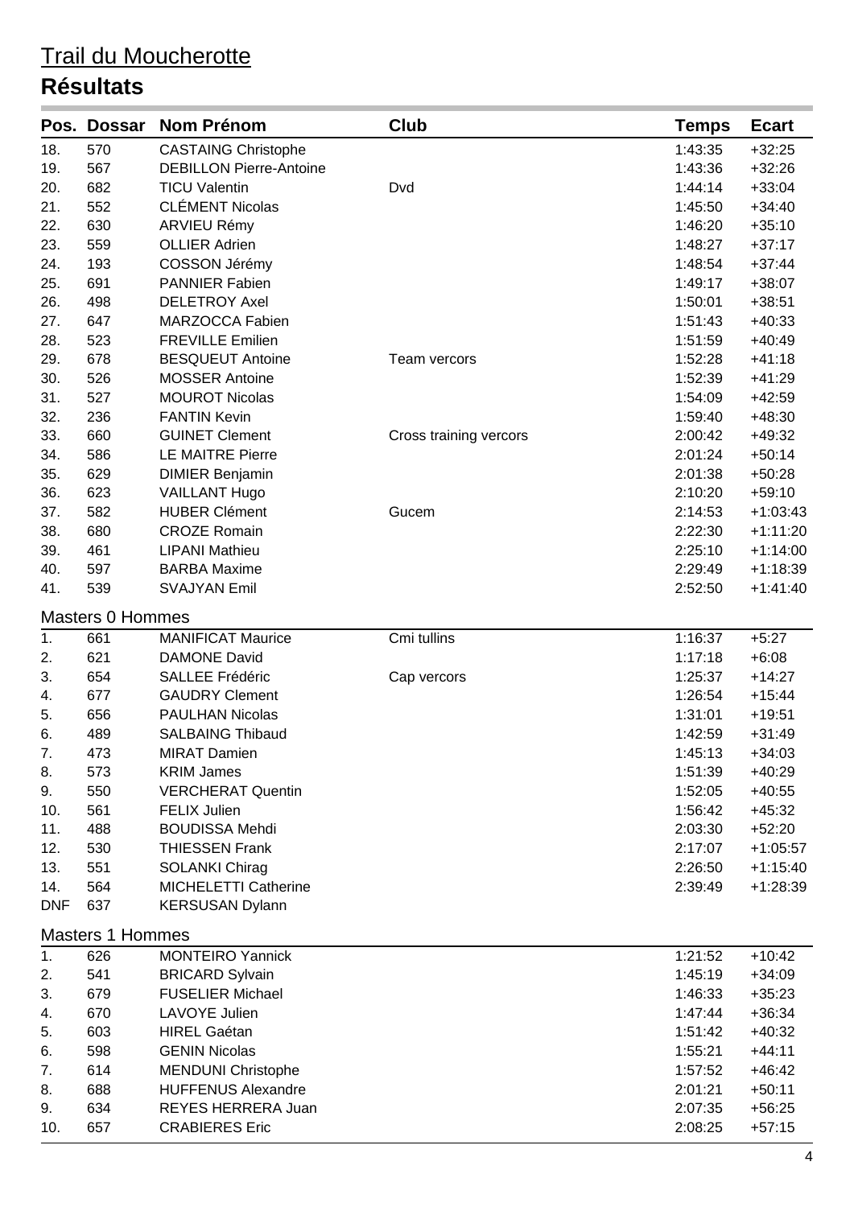# Trail du Moucherotte

## Résultats

| Pos. | Dossar | Nom Prénom | Club | Temps | Ecart |
|---|---|---|---|---|---|
| 18. | 570 | CASTAING Christophe | | 1:43:35 | +32:25 |
| 19. | 567 | DEBILLON Pierre-Antoine | | 1:43:36 | +32:26 |
| 20. | 682 | TICU Valentin | Dvd | 1:44:14 | +33:04 |
| 21. | 552 | CLÉMENT Nicolas | | 1:45:50 | +34:40 |
| 22. | 630 | ARVIEU Rémy | | 1:46:20 | +35:10 |
| 23. | 559 | OLLIER Adrien | | 1:48:27 | +37:17 |
| 24. | 193 | COSSON Jérémy | | 1:48:54 | +37:44 |
| 25. | 691 | PANNIER Fabien | | 1:49:17 | +38:07 |
| 26. | 498 | DELETROY Axel | | 1:50:01 | +38:51 |
| 27. | 647 | MARZOCCA Fabien | | 1:51:43 | +40:33 |
| 28. | 523 | FREVILLE Emilien | | 1:51:59 | +40:49 |
| 29. | 678 | BESQUEUT Antoine | Team vercors | 1:52:28 | +41:18 |
| 30. | 526 | MOSSER Antoine | | 1:52:39 | +41:29 |
| 31. | 527 | MOUROT Nicolas | | 1:54:09 | +42:59 |
| 32. | 236 | FANTIN Kevin | | 1:59:40 | +48:30 |
| 33. | 660 | GUINET Clement | Cross training vercors | 2:00:42 | +49:32 |
| 34. | 586 | LE MAITRE Pierre | | 2:01:24 | +50:14 |
| 35. | 629 | DIMIER Benjamin | | 2:01:38 | +50:28 |
| 36. | 623 | VAILLANT Hugo | | 2:10:20 | +59:10 |
| 37. | 582 | HUBER Clément | Gucem | 2:14:53 | +1:03:43 |
| 38. | 680 | CROZE Romain | | 2:22:30 | +1:11:20 |
| 39. | 461 | LIPANI Mathieu | | 2:25:10 | +1:14:00 |
| 40. | 597 | BARBA Maxime | | 2:29:49 | +1:18:39 |
| 41. | 539 | SVAJYAN Emil | | 2:52:50 | +1:41:40 |

### Masters 0 Hommes

| Pos. | Dossar | Nom Prénom | Club | Temps | Ecart |
|---|---|---|---|---|---|
| 1. | 661 | MANIFICAT Maurice | Cmi tullins | 1:16:37 | +5:27 |
| 2. | 621 | DAMONE David | | 1:17:18 | +6:08 |
| 3. | 654 | SALLEE Frédéric | Cap vercors | 1:25:37 | +14:27 |
| 4. | 677 | GAUDRY Clement | | 1:26:54 | +15:44 |
| 5. | 656 | PAULHAN Nicolas | | 1:31:01 | +19:51 |
| 6. | 489 | SALBAING Thibaud | | 1:42:59 | +31:49 |
| 7. | 473 | MIRAT Damien | | 1:45:13 | +34:03 |
| 8. | 573 | KRIM James | | 1:51:39 | +40:29 |
| 9. | 550 | VERCHERAT Quentin | | 1:52:05 | +40:55 |
| 10. | 561 | FELIX Julien | | 1:56:42 | +45:32 |
| 11. | 488 | BOUDISSA Mehdi | | 2:03:30 | +52:20 |
| 12. | 530 | THIESSEN Frank | | 2:17:07 | +1:05:57 |
| 13. | 551 | SOLANKI Chirag | | 2:26:50 | +1:15:40 |
| 14. | 564 | MICHELETTI Catherine | | 2:39:49 | +1:28:39 |
| DNF | 637 | KERSUSAN Dylann | | | |

### Masters 1 Hommes

| Pos. | Dossar | Nom Prénom | Club | Temps | Ecart |
|---|---|---|---|---|---|
| 1. | 626 | MONTEIRO Yannick | | 1:21:52 | +10:42 |
| 2. | 541 | BRICARD Sylvain | | 1:45:19 | +34:09 |
| 3. | 679 | FUSELIER Michael | | 1:46:33 | +35:23 |
| 4. | 670 | LAVOYE Julien | | 1:47:44 | +36:34 |
| 5. | 603 | HIREL Gaétan | | 1:51:42 | +40:32 |
| 6. | 598 | GENIN Nicolas | | 1:55:21 | +44:11 |
| 7. | 614 | MENDUNI Christophe | | 1:57:52 | +46:42 |
| 8. | 688 | HUFFENUS Alexandre | | 2:01:21 | +50:11 |
| 9. | 634 | REYES HERRERA Juan | | 2:07:35 | +56:25 |
| 10. | 657 | CRABIERES Eric | | 2:08:25 | +57:15 |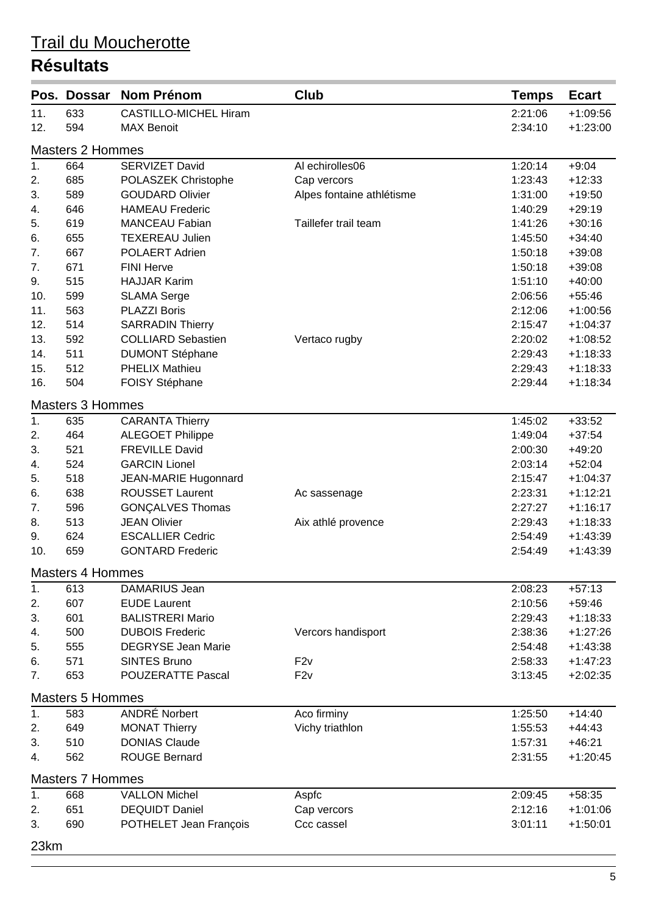# Trail du Moucherotte

## Résultats

| Pos. | Dossar | Nom Prénom | Club | Temps | Ecart |
|---|---|---|---|---|---|
| 11. | 633 | CASTILLO-MICHEL Hiram | | 2:21:06 | +1:09:56 |
| 12. | 594 | MAX Benoit | | 2:34:10 | +1:23:00 |

### Masters 2 Hommes

| Pos. | Dossar | Nom Prénom | Club | Temps | Ecart |
|---|---|---|---|---|---|
| 1. | 664 | SERVIZET David | Al echirolles06 | 1:20:14 | +9:04 |
| 2. | 685 | POLASZEK Christophe | Cap vercors | 1:23:43 | +12:33 |
| 3. | 589 | GOUDARD Olivier | Alpes fontaine athlétisme | 1:31:00 | +19:50 |
| 4. | 646 | HAMEAU Frederic | | 1:40:29 | +29:19 |
| 5. | 619 | MANCEAU Fabian | Taillefer trail team | 1:41:26 | +30:16 |
| 6. | 655 | TEXEREAU Julien | | 1:45:50 | +34:40 |
| 7. | 667 | POLAERT Adrien | | 1:50:18 | +39:08 |
| 7. | 671 | FINI Herve | | 1:50:18 | +39:08 |
| 9. | 515 | HAJJAR Karim | | 1:51:10 | +40:00 |
| 10. | 599 | SLAMA Serge | | 2:06:56 | +55:46 |
| 11. | 563 | PLAZZI Boris | | 2:12:06 | +1:00:56 |
| 12. | 514 | SARRADIN Thierry | | 2:15:47 | +1:04:37 |
| 13. | 592 | COLLIARD Sebastien | Vertaco rugby | 2:20:02 | +1:08:52 |
| 14. | 511 | DUMONT Stéphane | | 2:29:43 | +1:18:33 |
| 15. | 512 | PHELIX Mathieu | | 2:29:43 | +1:18:33 |
| 16. | 504 | FOISY Stéphane | | 2:29:44 | +1:18:34 |

### Masters 3 Hommes

| Pos. | Dossar | Nom Prénom | Club | Temps | Ecart |
|---|---|---|---|---|---|
| 1. | 635 | CARANTA Thierry | | 1:45:02 | +33:52 |
| 2. | 464 | ALEGOET Philippe | | 1:49:04 | +37:54 |
| 3. | 521 | FREVILLE David | | 2:00:30 | +49:20 |
| 4. | 524 | GARCIN Lionel | | 2:03:14 | +52:04 |
| 5. | 518 | JEAN-MARIE Hugonnard | | 2:15:47 | +1:04:37 |
| 6. | 638 | ROUSSET Laurent | Ac sassenage | 2:23:31 | +1:12:21 |
| 7. | 596 | GONÇALVES Thomas | | 2:27:27 | +1:16:17 |
| 8. | 513 | JEAN Olivier | Aix athlé provence | 2:29:43 | +1:18:33 |
| 9. | 624 | ESCALLIER Cedric | | 2:54:49 | +1:43:39 |
| 10. | 659 | GONTARD Frederic | | 2:54:49 | +1:43:39 |

### Masters 4 Hommes

| Pos. | Dossar | Nom Prénom | Club | Temps | Ecart |
|---|---|---|---|---|---|
| 1. | 613 | DAMARIUS Jean | | 2:08:23 | +57:13 |
| 2. | 607 | EUDE Laurent | | 2:10:56 | +59:46 |
| 3. | 601 | BALISTRERI Mario | | 2:29:43 | +1:18:33 |
| 4. | 500 | DUBOIS Frederic | Vercors handisport | 2:38:36 | +1:27:26 |
| 5. | 555 | DEGRYSE Jean Marie | | 2:54:48 | +1:43:38 |
| 6. | 571 | SINTES Bruno | F2v | 2:58:33 | +1:47:23 |
| 7. | 653 | POUZERATTE Pascal | F2v | 3:13:45 | +2:02:35 |

### Masters 5 Hommes

| Pos. | Dossar | Nom Prénom | Club | Temps | Ecart |
|---|---|---|---|---|---|
| 1. | 583 | ANDRÉ Norbert | Aco firminy | 1:25:50 | +14:40 |
| 2. | 649 | MONAT Thierry | Vichy triathlon | 1:55:53 | +44:43 |
| 3. | 510 | DONIAS Claude | | 1:57:31 | +46:21 |
| 4. | 562 | ROUGE Bernard | | 2:31:55 | +1:20:45 |

### Masters 7 Hommes

| Pos. | Dossar | Nom Prénom | Club | Temps | Ecart |
|---|---|---|---|---|---|
| 1. | 668 | VALLON Michel | Aspfc | 2:09:45 | +58:35 |
| 2. | 651 | DEQUIDT Daniel | Cap vercors | 2:12:16 | +1:01:06 |
| 3. | 690 | POTHELET Jean François | Ccc cassel | 3:01:11 | +1:50:01 |

## 23km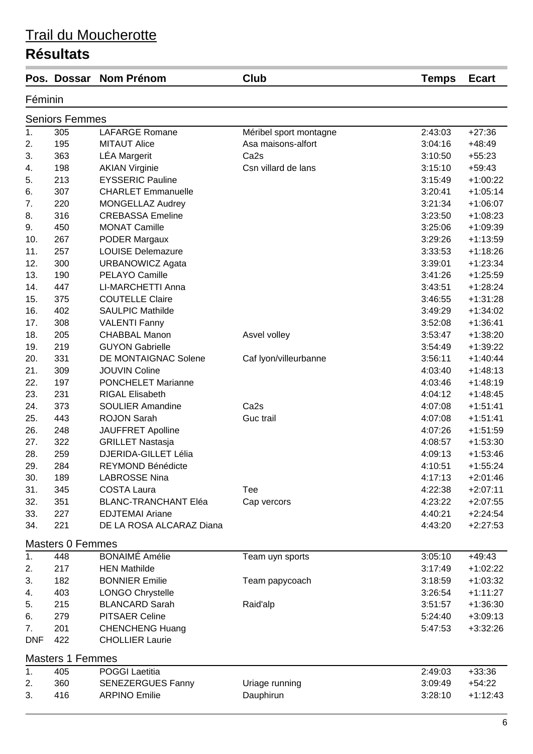# Trail du Moucherotte

## Résultats

| Pos. | Dossar | Nom Prénom | Club | Temps | Ecart |
|---|---|---|---|---|---|
| **Féminin** | | | | | |
| **Seniors Femmes** | | | | | |
| 1. | 305 | LAFARGE Romane | Méribel sport montagne | 2:43:03 | +27:36 |
| 2. | 195 | MITAUT Alice | Asa maisons-alfort | 3:04:16 | +48:49 |
| 3. | 363 | LÉA Margerit | Ca2s | 3:10:50 | +55:23 |
| 4. | 198 | AKIAN Virginie | Csn villard de lans | 3:15:10 | +59:43 |
| 5. | 213 | EYSSERIC Pauline | | 3:15:49 | +1:00:22 |
| 6. | 307 | CHARLET Emmanuelle | | 3:20:41 | +1:05:14 |
| 7. | 220 | MONGELLAZ Audrey | | 3:21:34 | +1:06:07 |
| 8. | 316 | CREBASSA Emeline | | 3:23:50 | +1:08:23 |
| 9. | 450 | MONAT Camille | | 3:25:06 | +1:09:39 |
| 10. | 267 | PODER Margaux | | 3:29:26 | +1:13:59 |
| 11. | 257 | LOUISE Delemazure | | 3:33:53 | +1:18:26 |
| 12. | 300 | URBANOWICZ Agata | | 3:39:01 | +1:23:34 |
| 13. | 190 | PELAYO Camille | | 3:41:26 | +1:25:59 |
| 14. | 447 | LI-MARCHETTI Anna | | 3:43:51 | +1:28:24 |
| 15. | 375 | COUTELLE Claire | | 3:46:55 | +1:31:28 |
| 16. | 402 | SAULPIC Mathilde | | 3:49:29 | +1:34:02 |
| 17. | 308 | VALENTI Fanny | | 3:52:08 | +1:36:41 |
| 18. | 205 | CHABBAL Manon | Asvel volley | 3:53:47 | +1:38:20 |
| 19. | 219 | GUYON Gabrielle | | 3:54:49 | +1:39:22 |
| 20. | 331 | DE MONTAIGNAC Solene | Caf lyon/villeurbanne | 3:56:11 | +1:40:44 |
| 21. | 309 | JOUVIN Coline | | 4:03:40 | +1:48:13 |
| 22. | 197 | PONCHELET Marianne | | 4:03:46 | +1:48:19 |
| 23. | 231 | RIGAL Elisabeth | | 4:04:12 | +1:48:45 |
| 24. | 373 | SOULIER Amandine | Ca2s | 4:07:08 | +1:51:41 |
| 25. | 443 | ROJON Sarah | Guc trail | 4:07:08 | +1:51:41 |
| 26. | 248 | JAUFFRET Apolline | | 4:07:26 | +1:51:59 |
| 27. | 322 | GRILLET Nastasja | | 4:08:57 | +1:53:30 |
| 28. | 259 | DJERIDA-GILLET Lélia | | 4:09:13 | +1:53:46 |
| 29. | 284 | REYMOND Bénédicte | | 4:10:51 | +1:55:24 |
| 30. | 189 | LABROSSE Nina | | 4:17:13 | +2:01:46 |
| 31. | 345 | COSTA Laura | Tee | 4:22:38 | +2:07:11 |
| 32. | 351 | BLANC-TRANCHANT Eléa | Cap vercors | 4:23:22 | +2:07:55 |
| 33. | 227 | EDJTEMAI Ariane | | 4:40:21 | +2:24:54 |
| 34. | 221 | DE LA ROSA ALCARAZ Diana | | 4:43:20 | +2:27:53 |
| **Masters 0 Femmes** | | | | | |
| 1. | 448 | BONAIMÉ Amélie | Team uyn sports | 3:05:10 | +49:43 |
| 2. | 217 | HEN Mathilde | | 3:17:49 | +1:02:22 |
| 3. | 182 | BONNIER Emilie | Team papycoach | 3:18:59 | +1:03:32 |
| 4. | 403 | LONGO Chrystelle | | 3:26:54 | +1:11:27 |
| 5. | 215 | BLANCARD Sarah | Raid'alp | 3:51:57 | +1:36:30 |
| 6. | 279 | PITSAER Celine | | 5:24:40 | +3:09:13 |
| 7. | 201 | CHENCHENG Huang | | 5:47:53 | +3:32:26 |
| DNF | 422 | CHOLLIER Laurie | | | |
| **Masters 1 Femmes** | | | | | |
| 1. | 405 | POGGI Laetitia | | 2:49:03 | +33:36 |
| 2. | 360 | SENEZERGUES Fanny | Uriage running | 3:09:49 | +54:22 |
| 3. | 416 | ARPINO Emilie | Dauphirun | 3:28:10 | +1:12:43 |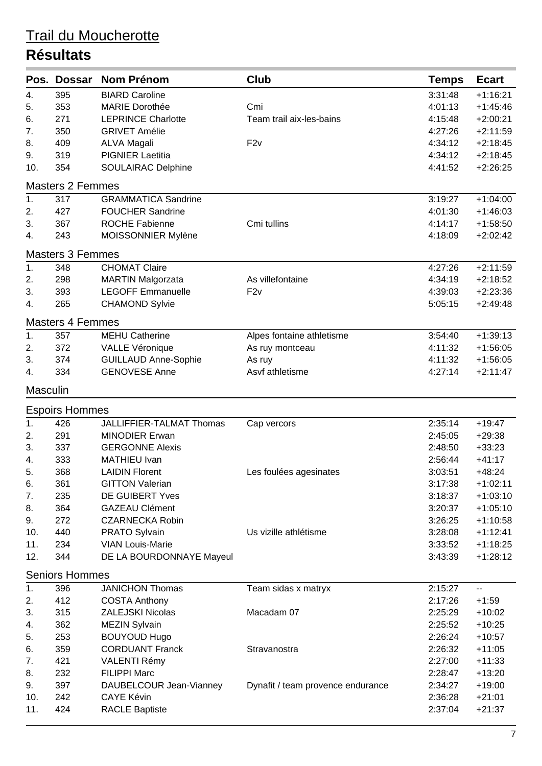## Trail du Moucherotte

# Résultats

| Pos. | Dossar | Nom Prénom | Club | Temps | Ecart |
|---|---|---|---|---|---|
| 4. | 395 | BIARD Caroline | | 3:31:48 | +1:16:21 |
| 5. | 353 | MARIE Dorothée | Cmi | 4:01:13 | +1:45:46 |
| 6. | 271 | LEPRINCE Charlotte | Team trail aix-les-bains | 4:15:48 | +2:00:21 |
| 7. | 350 | GRIVET Amélie | | 4:27:26 | +2:11:59 |
| 8. | 409 | ALVA Magali | F2v | 4:34:12 | +2:18:45 |
| 9. | 319 | PIGNIER Laetitia | | 4:34:12 | +2:18:45 |
| 10. | 354 | SOULAIRAC Delphine | | 4:41:52 | +2:26:25 |

### Masters 2 Femmes

| Pos. | Dossar | Nom Prénom | Club | Temps | Ecart |
|---|---|---|---|---|---|
| 1. | 317 | GRAMMATICA Sandrine | | 3:19:27 | +1:04:00 |
| 2. | 427 | FOUCHER Sandrine | | 4:01:30 | +1:46:03 |
| 3. | 367 | ROCHE Fabienne | Cmi tullins | 4:14:17 | +1:58:50 |
| 4. | 243 | MOISSONNIER Mylène | | 4:18:09 | +2:02:42 |

### Masters 3 Femmes

| Pos. | Dossar | Nom Prénom | Club | Temps | Ecart |
|---|---|---|---|---|---|
| 1. | 348 | CHOMAT Claire | | 4:27:26 | +2:11:59 |
| 2. | 298 | MARTIN Malgorzata | As villefontaine | 4:34:19 | +2:18:52 |
| 3. | 393 | LEGOFF Emmanuelle | F2v | 4:39:03 | +2:23:36 |
| 4. | 265 | CHAMOND Sylvie | | 5:05:15 | +2:49:48 |

### Masters 4 Femmes

| Pos. | Dossar | Nom Prénom | Club | Temps | Ecart |
|---|---|---|---|---|---|
| 1. | 357 | MEHU Catherine | Alpes fontaine athletisme | 3:54:40 | +1:39:13 |
| 2. | 372 | VALLE Véronique | As ruy montceau | 4:11:32 | +1:56:05 |
| 3. | 374 | GUILLAUD Anne-Sophie | As ruy | 4:11:32 | +1:56:05 |
| 4. | 334 | GENOVESE Anne | Asvf athletisme | 4:27:14 | +2:11:47 |

## Masculin

### Espoirs Hommes

| Pos. | Dossar | Nom Prénom | Club | Temps | Ecart |
|---|---|---|---|---|---|
| 1. | 426 | JALLIFFIER-TALMAT Thomas | Cap vercors | 2:35:14 | +19:47 |
| 2. | 291 | MINODIER Erwan | | 2:45:05 | +29:38 |
| 3. | 337 | GERGONNE Alexis | | 2:48:50 | +33:23 |
| 4. | 333 | MATHIEU Ivan | | 2:56:44 | +41:17 |
| 5. | 368 | LAIDIN Florent | Les foulées agesinates | 3:03:51 | +48:24 |
| 6. | 361 | GITTON Valerian | | 3:17:38 | +1:02:11 |
| 7. | 235 | DE GUIBERT Yves | | 3:18:37 | +1:03:10 |
| 8. | 364 | GAZEAU Clément | | 3:20:37 | +1:05:10 |
| 9. | 272 | CZARNECKA Robin | | 3:26:25 | +1:10:58 |
| 10. | 440 | PRATO Sylvain | Us vizille athlétisme | 3:28:08 | +1:12:41 |
| 11. | 234 | VIAN Louis-Marie | | 3:33:52 | +1:18:25 |
| 12. | 344 | DE LA BOURDONNAYE Mayeul | | 3:43:39 | +1:28:12 |

### Seniors Hommes

| Pos. | Dossar | Nom Prénom | Club | Temps | Ecart |
|---|---|---|---|---|---|
| 1. | 396 | JANICHON Thomas | Team sidas x matryx | 2:15:27 | -- |
| 2. | 412 | COSTA Anthony | | 2:17:26 | +1:59 |
| 3. | 315 | ZALEJSKI Nicolas | Macadam 07 | 2:25:29 | +10:02 |
| 4. | 362 | MEZIN Sylvain | | 2:25:52 | +10:25 |
| 5. | 253 | BOUYOUD Hugo | | 2:26:24 | +10:57 |
| 6. | 359 | CORDUANT Franck | Stravanostra | 2:26:32 | +11:05 |
| 7. | 421 | VALENTI Rémy | | 2:27:00 | +11:33 |
| 8. | 232 | FILIPPI Marc | | 2:28:47 | +13:20 |
| 9. | 397 | DAUBELCOUR Jean-Vianney | Dynafit / team provence endurance | 2:34:27 | +19:00 |
| 10. | 242 | CAYE Kévin | | 2:36:28 | +21:01 |
| 11. | 424 | RACLE Baptiste | | 2:37:04 | +21:37 |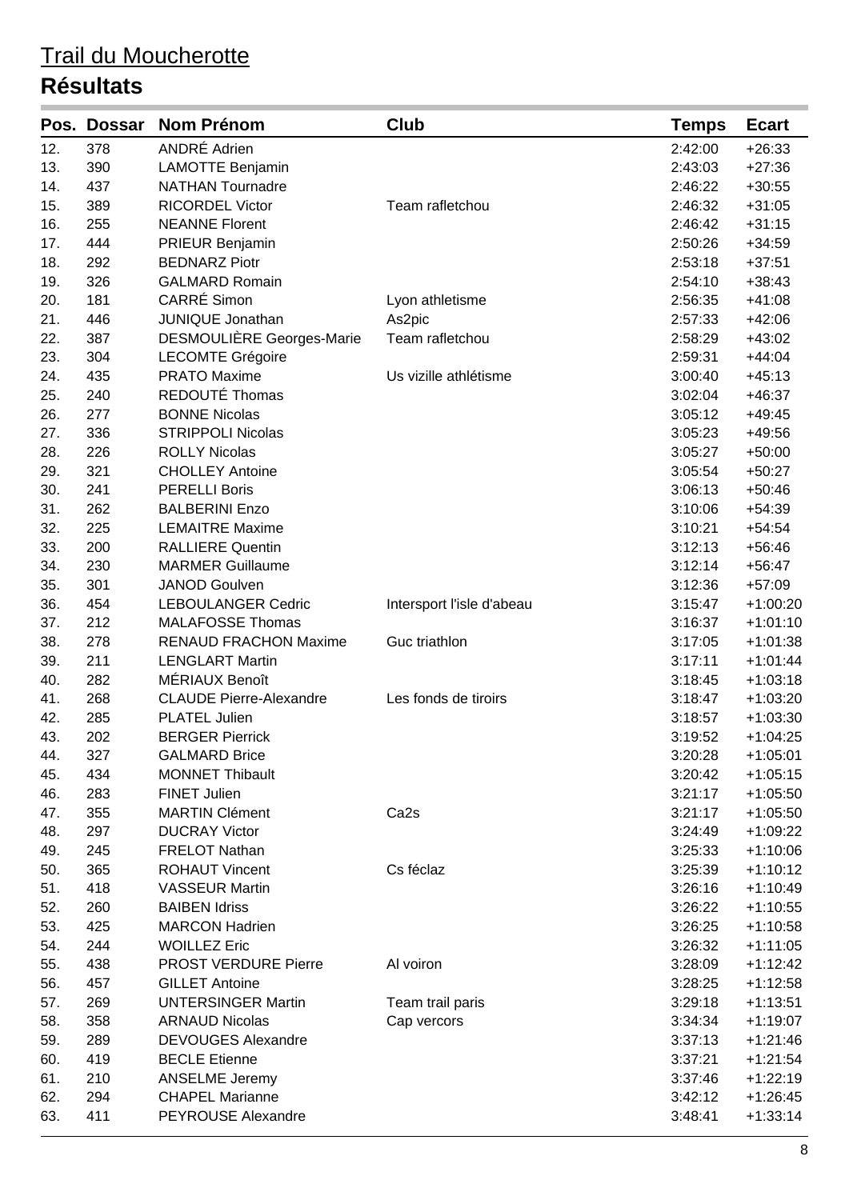# Trail du Moucherotte

## Résultats

| Pos. | Dossar | Nom Prénom | Club | Temps | Ecart |
|---|---|---|---|---|---|
| 12. | 378 | ANDRÉ Adrien | | 2:42:00 | +26:33 |
| 13. | 390 | LAMOTTE Benjamin | | 2:43:03 | +27:36 |
| 14. | 437 | NATHAN Tournadre | | 2:46:22 | +30:55 |
| 15. | 389 | RICORDEL Victor | Team rafletchou | 2:46:32 | +31:05 |
| 16. | 255 | NEANNE Florent | | 2:46:42 | +31:15 |
| 17. | 444 | PRIEUR Benjamin | | 2:50:26 | +34:59 |
| 18. | 292 | BEDNARZ Piotr | | 2:53:18 | +37:51 |
| 19. | 326 | GALMARD Romain | | 2:54:10 | +38:43 |
| 20. | 181 | CARRÉ Simon | Lyon athletisme | 2:56:35 | +41:08 |
| 21. | 446 | JUNIQUE Jonathan | As2pic | 2:57:33 | +42:06 |
| 22. | 387 | DESMOULIÈRE Georges-Marie | Team rafletchou | 2:58:29 | +43:02 |
| 23. | 304 | LECOMTE Grégoire | | 2:59:31 | +44:04 |
| 24. | 435 | PRATO Maxime | Us vizille athlétisme | 3:00:40 | +45:13 |
| 25. | 240 | REDOUTÉ Thomas | | 3:02:04 | +46:37 |
| 26. | 277 | BONNE Nicolas | | 3:05:12 | +49:45 |
| 27. | 336 | STRIPPOLI Nicolas | | 3:05:23 | +49:56 |
| 28. | 226 | ROLLY Nicolas | | 3:05:27 | +50:00 |
| 29. | 321 | CHOLLEY Antoine | | 3:05:54 | +50:27 |
| 30. | 241 | PERELLI Boris | | 3:06:13 | +50:46 |
| 31. | 262 | BALBERINI Enzo | | 3:10:06 | +54:39 |
| 32. | 225 | LEMAITRE Maxime | | 3:10:21 | +54:54 |
| 33. | 200 | RALLIERE Quentin | | 3:12:13 | +56:46 |
| 34. | 230 | MARMER Guillaume | | 3:12:14 | +56:47 |
| 35. | 301 | JANOD Goulven | | 3:12:36 | +57:09 |
| 36. | 454 | LEBOULANGER Cedric | Intersport l'isle d'abeau | 3:15:47 | +1:00:20 |
| 37. | 212 | MALAFOSSE Thomas | | 3:16:37 | +1:01:10 |
| 38. | 278 | RENAUD FRACHON Maxime | Guc triathlon | 3:17:05 | +1:01:38 |
| 39. | 211 | LENGLART Martin | | 3:17:11 | +1:01:44 |
| 40. | 282 | MÉRIAUX Benoît | | 3:18:45 | +1:03:18 |
| 41. | 268 | CLAUDE Pierre-Alexandre | Les fonds de tiroirs | 3:18:47 | +1:03:20 |
| 42. | 285 | PLATEL Julien | | 3:18:57 | +1:03:30 |
| 43. | 202 | BERGER Pierrick | | 3:19:52 | +1:04:25 |
| 44. | 327 | GALMARD Brice | | 3:20:28 | +1:05:01 |
| 45. | 434 | MONNET Thibault | | 3:20:42 | +1:05:15 |
| 46. | 283 | FINET Julien | | 3:21:17 | +1:05:50 |
| 47. | 355 | MARTIN Clément | Ca2s | 3:21:17 | +1:05:50 |
| 48. | 297 | DUCRAY Victor | | 3:24:49 | +1:09:22 |
| 49. | 245 | FRELOT Nathan | | 3:25:33 | +1:10:06 |
| 50. | 365 | ROHAUT Vincent | Cs féclaz | 3:25:39 | +1:10:12 |
| 51. | 418 | VASSEUR Martin | | 3:26:16 | +1:10:49 |
| 52. | 260 | BAIBEN Idriss | | 3:26:22 | +1:10:55 |
| 53. | 425 | MARCON Hadrien | | 3:26:25 | +1:10:58 |
| 54. | 244 | WOILLEZ Eric | | 3:26:32 | +1:11:05 |
| 55. | 438 | PROST VERDURE Pierre | Al voiron | 3:28:09 | +1:12:42 |
| 56. | 457 | GILLET Antoine | | 3:28:25 | +1:12:58 |
| 57. | 269 | UNTERSINGER Martin | Team trail paris | 3:29:18 | +1:13:51 |
| 58. | 358 | ARNAUD Nicolas | Cap vercors | 3:34:34 | +1:19:07 |
| 59. | 289 | DEVOUGES Alexandre | | 3:37:13 | +1:21:46 |
| 60. | 419 | BECLE Etienne | | 3:37:21 | +1:21:54 |
| 61. | 210 | ANSELME Jeremy | | 3:37:46 | +1:22:19 |
| 62. | 294 | CHAPEL Marianne | | 3:42:12 | +1:26:45 |
| 63. | 411 | PEYROUSE Alexandre | | 3:48:41 | +1:33:14 |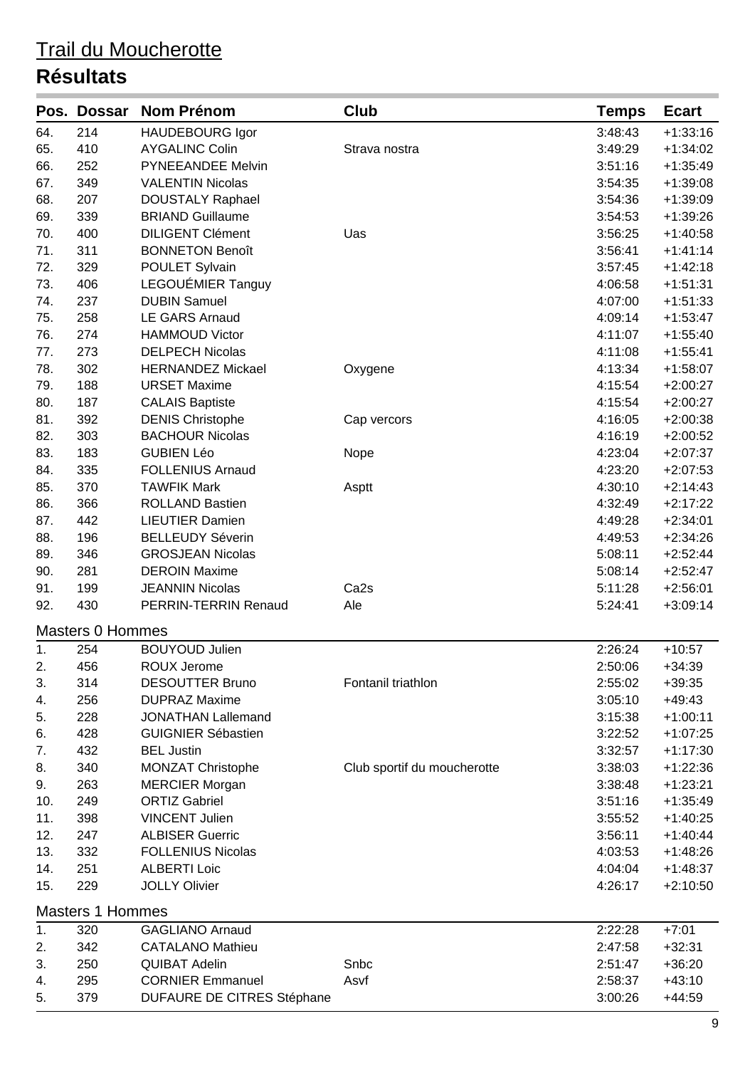# Trail du Moucherotte

## Résultats

| Pos. | Dossar | Nom Prénom | Club | Temps | Ecart |
|---|---|---|---|---|---|
| 64. | 214 | HAUDEBOURG Igor | | 3:48:43 | +1:33:16 |
| 65. | 410 | AYGALINC Colin | Strava nostra | 3:49:29 | +1:34:02 |
| 66. | 252 | PYNEEANDEE Melvin | | 3:51:16 | +1:35:49 |
| 67. | 349 | VALENTIN Nicolas | | 3:54:35 | +1:39:08 |
| 68. | 207 | DOUSTALY Raphael | | 3:54:36 | +1:39:09 |
| 69. | 339 | BRIAND Guillaume | | 3:54:53 | +1:39:26 |
| 70. | 400 | DILIGENT Clément | Uas | 3:56:25 | +1:40:58 |
| 71. | 311 | BONNETON Benoît | | 3:56:41 | +1:41:14 |
| 72. | 329 | POULET Sylvain | | 3:57:45 | +1:42:18 |
| 73. | 406 | LEGOUÉMIER Tanguy | | 4:06:58 | +1:51:31 |
| 74. | 237 | DUBIN Samuel | | 4:07:00 | +1:51:33 |
| 75. | 258 | LE GARS Arnaud | | 4:09:14 | +1:53:47 |
| 76. | 274 | HAMMOUD Victor | | 4:11:07 | +1:55:40 |
| 77. | 273 | DELPECH Nicolas | | 4:11:08 | +1:55:41 |
| 78. | 302 | HERNANDEZ Mickael | Oxygene | 4:13:34 | +1:58:07 |
| 79. | 188 | URSET Maxime | | 4:15:54 | +2:00:27 |
| 80. | 187 | CALAIS Baptiste | | 4:15:54 | +2:00:27 |
| 81. | 392 | DENIS Christophe | Cap vercors | 4:16:05 | +2:00:38 |
| 82. | 303 | BACHOUR Nicolas | | 4:16:19 | +2:00:52 |
| 83. | 183 | GUBIEN Léo | Nope | 4:23:04 | +2:07:37 |
| 84. | 335 | FOLLENIUS Arnaud | | 4:23:20 | +2:07:53 |
| 85. | 370 | TAWFIK Mark | Asptt | 4:30:10 | +2:14:43 |
| 86. | 366 | ROLLAND Bastien | | 4:32:49 | +2:17:22 |
| 87. | 442 | LIEUTIER Damien | | 4:49:28 | +2:34:01 |
| 88. | 196 | BELLEUDY Séverin | | 4:49:53 | +2:34:26 |
| 89. | 346 | GROSJEAN Nicolas | | 5:08:11 | +2:52:44 |
| 90. | 281 | DEROIN Maxime | | 5:08:14 | +2:52:47 |
| 91. | 199 | JEANNIN Nicolas | Ca2s | 5:11:28 | +2:56:01 |
| 92. | 430 | PERRIN-TERRIN Renaud | Ale | 5:24:41 | +3:09:14 |

### Masters 0 Hommes

| Pos. | Dossar | Nom Prénom | Club | Temps | Ecart |
|---|---|---|---|---|---|
| 1. | 254 | BOUYOUD Julien | | 2:26:24 | +10:57 |
| 2. | 456 | ROUX Jerome | | 2:50:06 | +34:39 |
| 3. | 314 | DESOUTTER Bruno | Fontanil triathlon | 2:55:02 | +39:35 |
| 4. | 256 | DUPRAZ Maxime | | 3:05:10 | +49:43 |
| 5. | 228 | JONATHAN Lallemand | | 3:15:38 | +1:00:11 |
| 6. | 428 | GUIGNIER Sébastien | | 3:22:52 | +1:07:25 |
| 7. | 432 | BEL Justin | | 3:32:57 | +1:17:30 |
| 8. | 340 | MONZAT Christophe | Club sportif du moucherotte | 3:38:03 | +1:22:36 |
| 9. | 263 | MERCIER Morgan | | 3:38:48 | +1:23:21 |
| 10. | 249 | ORTIZ Gabriel | | 3:51:16 | +1:35:49 |
| 11. | 398 | VINCENT Julien | | 3:55:52 | +1:40:25 |
| 12. | 247 | ALBISER Guerric | | 3:56:11 | +1:40:44 |
| 13. | 332 | FOLLENIUS Nicolas | | 4:03:53 | +1:48:26 |
| 14. | 251 | ALBERTI Loic | | 4:04:04 | +1:48:37 |
| 15. | 229 | JOLLY Olivier | | 4:26:17 | +2:10:50 |

### Masters 1 Hommes

| Pos. | Dossar | Nom Prénom | Club | Temps | Ecart |
|---|---|---|---|---|---|
| 1. | 320 | GAGLIANO Arnaud | | 2:22:28 | +7:01 |
| 2. | 342 | CATALANO Mathieu | | 2:47:58 | +32:31 |
| 3. | 250 | QUIBAT Adelin | Snbc | 2:51:47 | +36:20 |
| 4. | 295 | CORNIER Emmanuel | Asvf | 2:58:37 | +43:10 |
| 5. | 379 | DUFAURE DE CITRES Stéphane | | 3:00:26 | +44:59 |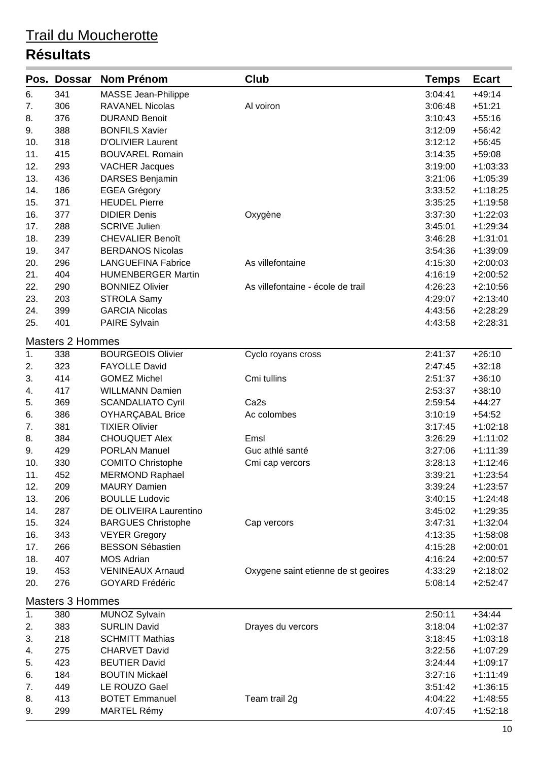# Trail du Moucherotte

## Résultats

| Pos. | Dossar | Nom Prénom | Club | Temps | Ecart |
|---|---|---|---|---|---|
| 6. | 341 | MASSE Jean-Philippe | | 3:04:41 | +49:14 |
| 7. | 306 | RAVANEL Nicolas | Al voiron | 3:06:48 | +51:21 |
| 8. | 376 | DURAND Benoit | | 3:10:43 | +55:16 |
| 9. | 388 | BONFILS Xavier | | 3:12:09 | +56:42 |
| 10. | 318 | D'OLIVIER Laurent | | 3:12:12 | +56:45 |
| 11. | 415 | BOUVAREL Romain | | 3:14:35 | +59:08 |
| 12. | 293 | VACHER Jacques | | 3:19:00 | +1:03:33 |
| 13. | 436 | DARSES Benjamin | | 3:21:06 | +1:05:39 |
| 14. | 186 | EGEA Grégory | | 3:33:52 | +1:18:25 |
| 15. | 371 | HEUDEL Pierre | | 3:35:25 | +1:19:58 |
| 16. | 377 | DIDIER Denis | Oxygène | 3:37:30 | +1:22:03 |
| 17. | 288 | SCRIVE Julien | | 3:45:01 | +1:29:34 |
| 18. | 239 | CHEVALIER Benoît | | 3:46:28 | +1:31:01 |
| 19. | 347 | BERDANOS Nicolas | | 3:54:36 | +1:39:09 |
| 20. | 296 | LANGUEFINA Fabrice | As villefontaine | 4:15:30 | +2:00:03 |
| 21. | 404 | HUMENBERGER Martin | | 4:16:19 | +2:00:52 |
| 22. | 290 | BONNIEZ Olivier | As villefontaine - école de trail | 4:26:23 | +2:10:56 |
| 23. | 203 | STROLA Samy | | 4:29:07 | +2:13:40 |
| 24. | 399 | GARCIA Nicolas | | 4:43:56 | +2:28:29 |
| 25. | 401 | PAIRE Sylvain | | 4:43:58 | +2:28:31 |

### Masters 2 Hommes

| Pos. | Dossar | Nom Prénom | Club | Temps | Ecart |
|---|---|---|---|---|---|
| 1. | 338 | BOURGEOIS Olivier | Cyclo royans cross | 2:41:37 | +26:10 |
| 2. | 323 | FAYOLLE David | | 2:47:45 | +32:18 |
| 3. | 414 | GOMEZ Michel | Cmi tullins | 2:51:37 | +36:10 |
| 4. | 417 | WILLMANN Damien | | 2:53:37 | +38:10 |
| 5. | 369 | SCANDALIATO Cyril | Ca2s | 2:59:54 | +44:27 |
| 6. | 386 | OYHARÇABAL Brice | Ac colombes | 3:10:19 | +54:52 |
| 7. | 381 | TIXIER Olivier | | 3:17:45 | +1:02:18 |
| 8. | 384 | CHOUQUET Alex | Emsl | 3:26:29 | +1:11:02 |
| 9. | 429 | PORLAN Manuel | Guc athlé santé | 3:27:06 | +1:11:39 |
| 10. | 330 | COMITO Christophe | Cmi cap vercors | 3:28:13 | +1:12:46 |
| 11. | 452 | MERMOND Raphael | | 3:39:21 | +1:23:54 |
| 12. | 209 | MAURY Damien | | 3:39:24 | +1:23:57 |
| 13. | 206 | BOULLE Ludovic | | 3:40:15 | +1:24:48 |
| 14. | 287 | DE OLIVEIRA Laurentino | | 3:45:02 | +1:29:35 |
| 15. | 324 | BARGUES Christophe | Cap vercors | 3:47:31 | +1:32:04 |
| 16. | 343 | VEYER Gregory | | 4:13:35 | +1:58:08 |
| 17. | 266 | BESSON Sébastien | | 4:15:28 | +2:00:01 |
| 18. | 407 | MOS Adrian | | 4:16:24 | +2:00:57 |
| 19. | 453 | VENINEAUX Arnaud | Oxygene saint etienne de st geoires | 4:33:29 | +2:18:02 |
| 20. | 276 | GOYARD Frédéric | | 5:08:14 | +2:52:47 |

### Masters 3 Hommes

| Pos. | Dossar | Nom Prénom | Club | Temps | Ecart |
|---|---|---|---|---|---|
| 1. | 380 | MUNOZ Sylvain | | 2:50:11 | +34:44 |
| 2. | 383 | SURLIN David | Drayes du vercors | 3:18:04 | +1:02:37 |
| 3. | 218 | SCHMITT Mathias | | 3:18:45 | +1:03:18 |
| 4. | 275 | CHARVET David | | 3:22:56 | +1:07:29 |
| 5. | 423 | BEUTIER David | | 3:24:44 | +1:09:17 |
| 6. | 184 | BOUTIN Mickaël | | 3:27:16 | +1:11:49 |
| 7. | 449 | LE ROUZO Gael | | 3:51:42 | +1:36:15 |
| 8. | 413 | BOTET Emmanuel | Team trail 2g | 4:04:22 | +1:48:55 |
| 9. | 299 | MARTEL Rémy | | 4:07:45 | +1:52:18 |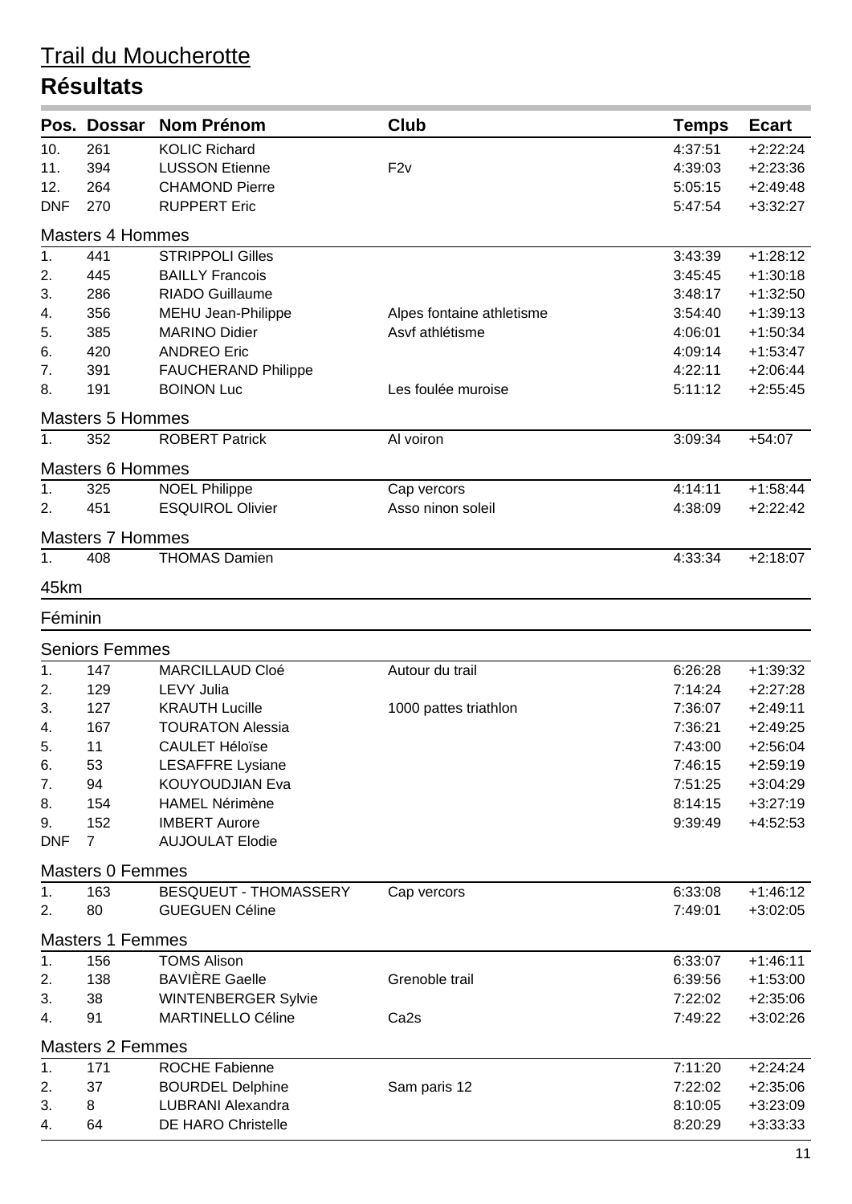# Trail du Moucherotte

## Résultats

| Pos. | Dossar | Nom Prénom | Club | Temps | Ecart |
|---|---|---|---|---|---|
| 10. | 261 | KOLIC Richard | | 4:37:51 | +2:22:24 |
| 11. | 394 | LUSSON Etienne | F2v | 4:39:03 | +2:23:36 |
| 12. | 264 | CHAMOND Pierre | | 5:05:15 | +2:49:48 |
| DNF | 270 | RUPPERT Eric | | 5:47:54 | +3:32:27 |

### Masters 4 Hommes

| Pos. | Dossar | Nom Prénom | Club | Temps | Ecart |
|---|---|---|---|---|---|
| 1. | 441 | STRIPPOLI Gilles | | 3:43:39 | +1:28:12 |
| 2. | 445 | BAILLY Francois | | 3:45:45 | +1:30:18 |
| 3. | 286 | RIADO Guillaume | | 3:48:17 | +1:32:50 |
| 4. | 356 | MEHU Jean-Philippe | Alpes fontaine athletisme | 3:54:40 | +1:39:13 |
| 5. | 385 | MARINO Didier | Asvf athlétisme | 4:06:01 | +1:50:34 |
| 6. | 420 | ANDREO Eric | | 4:09:14 | +1:53:47 |
| 7. | 391 | FAUCHERAND Philippe | | 4:22:11 | +2:06:44 |
| 8. | 191 | BOINON Luc | Les foulée muroise | 5:11:12 | +2:55:45 |

### Masters 5 Hommes

| Pos. | Dossar | Nom Prénom | Club | Temps | Ecart |
|---|---|---|---|---|---|
| 1. | 352 | ROBERT Patrick | Al voiron | 3:09:34 | +54:07 |

### Masters 6 Hommes

| Pos. | Dossar | Nom Prénom | Club | Temps | Ecart |
|---|---|---|---|---|---|
| 1. | 325 | NOEL Philippe | Cap vercors | 4:14:11 | +1:58:44 |
| 2. | 451 | ESQUIROL Olivier | Asso ninon soleil | 4:38:09 | +2:22:42 |

### Masters 7 Hommes

| Pos. | Dossar | Nom Prénom | Club | Temps | Ecart |
|---|---|---|---|---|---|
| 1. | 408 | THOMAS Damien | | 4:33:34 | +2:18:07 |

## 45km

## Féminin

### Seniors Femmes

| Pos. | Dossar | Nom Prénom | Club | Temps | Ecart |
|---|---|---|---|---|---|
| 1. | 147 | MARCILLAUD Cloé | Autour du trail | 6:26:28 | +1:39:32 |
| 2. | 129 | LEVY Julia | | 7:14:24 | +2:27:28 |
| 3. | 127 | KRAUTH Lucille | 1000 pattes triathlon | 7:36:07 | +2:49:11 |
| 4. | 167 | TOURATON Alessia | | 7:36:21 | +2:49:25 |
| 5. | 11 | CAULET Héloïse | | 7:43:00 | +2:56:04 |
| 6. | 53 | LESAFFRE Lysiane | | 7:46:15 | +2:59:19 |
| 7. | 94 | KOUYOUDJIAN Eva | | 7:51:25 | +3:04:29 |
| 8. | 154 | HAMEL Nérimène | | 8:14:15 | +3:27:19 |
| 9. | 152 | IMBERT Aurore | | 9:39:49 | +4:52:53 |
| DNF | 7 | AUJOULAT Elodie | | | |

### Masters 0 Femmes

| Pos. | Dossar | Nom Prénom | Club | Temps | Ecart |
|---|---|---|---|---|---|
| 1. | 163 | BESQUEUT - THOMASSERY | Cap vercors | 6:33:08 | +1:46:12 |
| 2. | 80 | GUEGUEN Céline | | 7:49:01 | +3:02:05 |

### Masters 1 Femmes

| Pos. | Dossar | Nom Prénom | Club | Temps | Ecart |
|---|---|---|---|---|---|
| 1. | 156 | TOMS Alison | | 6:33:07 | +1:46:11 |
| 2. | 138 | BAVIÈRE Gaelle | Grenoble trail | 6:39:56 | +1:53:00 |
| 3. | 38 | WINTENBERGER Sylvie | | 7:22:02 | +2:35:06 |
| 4. | 91 | MARTINELLO Céline | Ca2s | 7:49:22 | +3:02:26 |

### Masters 2 Femmes

| Pos. | Dossar | Nom Prénom | Club | Temps | Ecart |
|---|---|---|---|---|---|
| 1. | 171 | ROCHE Fabienne | | 7:11:20 | +2:24:24 |
| 2. | 37 | BOURDEL Delphine | Sam paris 12 | 7:22:02 | +2:35:06 |
| 3. | 8 | LUBRANI Alexandra | | 8:10:05 | +3:23:09 |
| 4. | 64 | DE HARO Christelle | | 8:20:29 | +3:33:33 |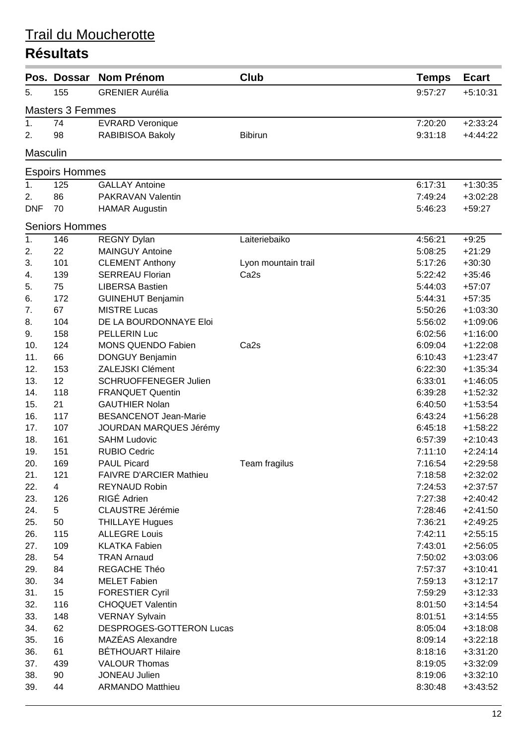# Trail du Moucherotte

## Résultats

| Pos. | Dossar | Nom Prénom | Club | Temps | Ecart |
|---|---|---|---|---|---|
| 5. | 155 | GRENIER Aurélia | | 9:57:27 | +5:10:31 |
| **Masters 3 Femmes** | | | | | |
| 1. | 74 | EVRARD Veronique | | 7:20:20 | +2:33:24 |
| 2. | 98 | RABIBISOA Bakoly | Bibirun | 9:31:18 | +4:44:22 |
| **Masculin** | | | | | |
| **Espoirs Hommes** | | | | | |
| 1. | 125 | GALLAY Antoine | | 6:17:31 | +1:30:35 |
| 2. | 86 | PAKRAVAN Valentin | | 7:49:24 | +3:02:28 |
| DNF | 70 | HAMAR Augustin | | 5:46:23 | +59:27 |
| **Seniors Hommes** | | | | | |
| 1. | 146 | REGNY Dylan | Laiteriebaiko | 4:56:21 | +9:25 |
| 2. | 22 | MAINGUY Antoine | | 5:08:25 | +21:29 |
| 3. | 101 | CLEMENT Anthony | Lyon mountain trail | 5:17:26 | +30:30 |
| 4. | 139 | SERREAU Florian | Ca2s | 5:22:42 | +35:46 |
| 5. | 75 | LIBERSA Bastien | | 5:44:03 | +57:07 |
| 6. | 172 | GUINEHUT Benjamin | | 5:44:31 | +57:35 |
| 7. | 67 | MISTRE Lucas | | 5:50:26 | +1:03:30 |
| 8. | 104 | DE LA BOURDONNAYE Eloi | | 5:56:02 | +1:09:06 |
| 9. | 158 | PELLERIN Luc | | 6:02:56 | +1:16:00 |
| 10. | 124 | MONS QUENDO Fabien | Ca2s | 6:09:04 | +1:22:08 |
| 11. | 66 | DONGUY Benjamin | | 6:10:43 | +1:23:47 |
| 12. | 153 | ZALEJSKI Clément | | 6:22:30 | +1:35:34 |
| 13. | 12 | SCHRUOFFENEGER Julien | | 6:33:01 | +1:46:05 |
| 14. | 118 | FRANQUET Quentin | | 6:39:28 | +1:52:32 |
| 15. | 21 | GAUTHIER Nolan | | 6:40:50 | +1:53:54 |
| 16. | 117 | BESANCENOT Jean-Marie | | 6:43:24 | +1:56:28 |
| 17. | 107 | JOURDAN MARQUES Jérémy | | 6:45:18 | +1:58:22 |
| 18. | 161 | SAHM Ludovic | | 6:57:39 | +2:10:43 |
| 19. | 151 | RUBIO Cedric | | 7:11:10 | +2:24:14 |
| 20. | 169 | PAUL Picard | Team fragilus | 7:16:54 | +2:29:58 |
| 21. | 121 | FAIVRE D'ARCIER Mathieu | | 7:18:58 | +2:32:02 |
| 22. | 4 | REYNAUD Robin | | 7:24:53 | +2:37:57 |
| 23. | 126 | RIGÉ Adrien | | 7:27:38 | +2:40:42 |
| 24. | 5 | CLAUSTRE Jérémie | | 7:28:46 | +2:41:50 |
| 25. | 50 | THILLAYE Hugues | | 7:36:21 | +2:49:25 |
| 26. | 115 | ALLEGRE Louis | | 7:42:11 | +2:55:15 |
| 27. | 109 | KLATKA Fabien | | 7:43:01 | +2:56:05 |
| 28. | 54 | TRAN Arnaud | | 7:50:02 | +3:03:06 |
| 29. | 84 | REGACHE Théo | | 7:57:37 | +3:10:41 |
| 30. | 34 | MELET Fabien | | 7:59:13 | +3:12:17 |
| 31. | 15 | FORESTIER Cyril | | 7:59:29 | +3:12:33 |
| 32. | 116 | CHOQUET Valentin | | 8:01:50 | +3:14:54 |
| 33. | 148 | VERNAY Sylvain | | 8:01:51 | +3:14:55 |
| 34. | 62 | DESPROGES-GOTTERON Lucas | | 8:05:04 | +3:18:08 |
| 35. | 16 | MAZÉAS Alexandre | | 8:09:14 | +3:22:18 |
| 36. | 61 | BÉTHOUART Hilaire | | 8:18:16 | +3:31:20 |
| 37. | 439 | VALOUR Thomas | | 8:19:05 | +3:32:09 |
| 38. | 90 | JONEAU Julien | | 8:19:06 | +3:32:10 |
| 39. | 44 | ARMANDO Matthieu | | 8:30:48 | +3:43:52 |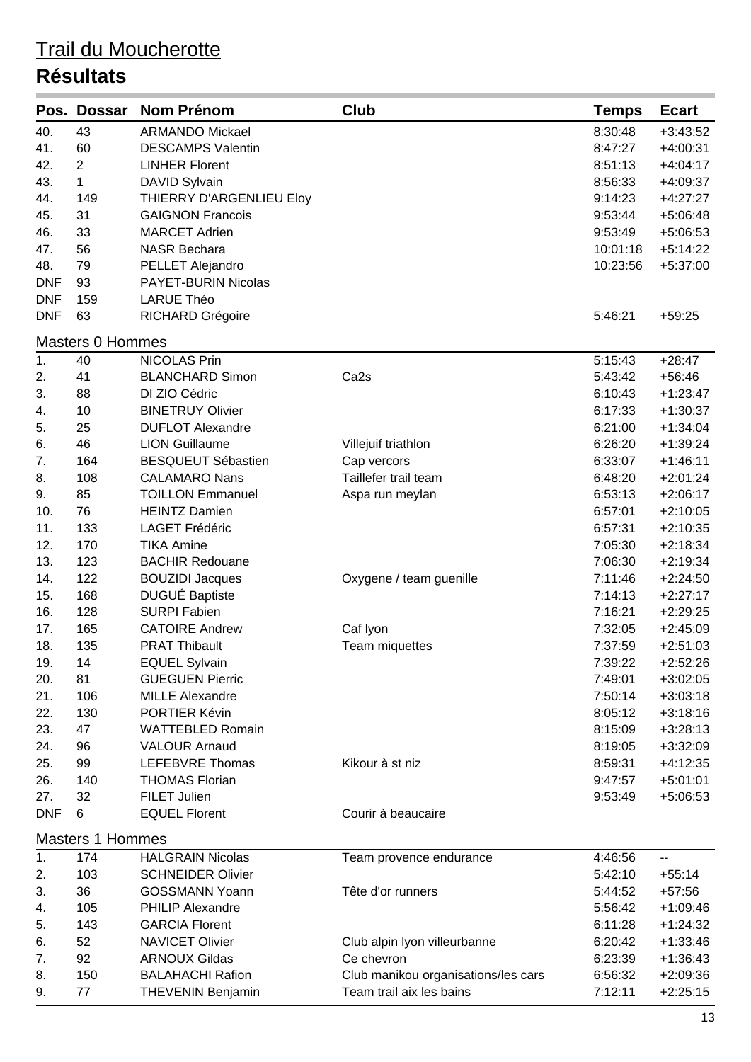# Trail du Moucherotte

## Résultats

| Pos. | Dossar | Nom Prénom | Club | Temps | Ecart |
|---|---|---|---|---|---|
| 40. | 43 | ARMANDO Mickael | | 8:30:48 | +3:43:52 |
| 41. | 60 | DESCAMPS Valentin | | 8:47:27 | +4:00:31 |
| 42. | 2 | LINHER Florent | | 8:51:13 | +4:04:17 |
| 43. | 1 | DAVID Sylvain | | 8:56:33 | +4:09:37 |
| 44. | 149 | THIERRY D'ARGENLIEU Eloy | | 9:14:23 | +4:27:27 |
| 45. | 31 | GAIGNON Francois | | 9:53:44 | +5:06:48 |
| 46. | 33 | MARCET Adrien | | 9:53:49 | +5:06:53 |
| 47. | 56 | NASR Bechara | | 10:01:18 | +5:14:22 |
| 48. | 79 | PELLET Alejandro | | 10:23:56 | +5:37:00 |
| DNF | 93 | PAYET-BURIN Nicolas | | | |
| DNF | 159 | LARUE Théo | | | |
| DNF | 63 | RICHARD Grégoire | | 5:46:21 | +59:25 |

### Masters 0 Hommes

| Pos. | Dossar | Nom Prénom | Club | Temps | Ecart |
|---|---|---|---|---|---|
| 1. | 40 | NICOLAS Prin | | 5:15:43 | +28:47 |
| 2. | 41 | BLANCHARD Simon | Ca2s | 5:43:42 | +56:46 |
| 3. | 88 | DI ZIO Cédric | | 6:10:43 | +1:23:47 |
| 4. | 10 | BINETRUY Olivier | | 6:17:33 | +1:30:37 |
| 5. | 25 | DUFLOT Alexandre | | 6:21:00 | +1:34:04 |
| 6. | 46 | LION Guillaume | Villejuif triathlon | 6:26:20 | +1:39:24 |
| 7. | 164 | BESQUEUT Sébastien | Cap vercors | 6:33:07 | +1:46:11 |
| 8. | 108 | CALAMARO Nans | Taillefer trail team | 6:48:20 | +2:01:24 |
| 9. | 85 | TOILLON Emmanuel | Aspa run meylan | 6:53:13 | +2:06:17 |
| 10. | 76 | HEINTZ Damien | | 6:57:01 | +2:10:05 |
| 11. | 133 | LAGET Frédéric | | 6:57:31 | +2:10:35 |
| 12. | 170 | TIKA Amine | | 7:05:30 | +2:18:34 |
| 13. | 123 | BACHIR Redouane | | 7:06:30 | +2:19:34 |
| 14. | 122 | BOUZIDI Jacques | Oxygene / team guenille | 7:11:46 | +2:24:50 |
| 15. | 168 | DUGUÉ Baptiste | | 7:14:13 | +2:27:17 |
| 16. | 128 | SURPI Fabien | | 7:16:21 | +2:29:25 |
| 17. | 165 | CATOIRE Andrew | Caf lyon | 7:32:05 | +2:45:09 |
| 18. | 135 | PRAT Thibault | Team miquettes | 7:37:59 | +2:51:03 |
| 19. | 14 | EQUEL Sylvain | | 7:39:22 | +2:52:26 |
| 20. | 81 | GUEGUEN Pierric | | 7:49:01 | +3:02:05 |
| 21. | 106 | MILLE Alexandre | | 7:50:14 | +3:03:18 |
| 22. | 130 | PORTIER Kévin | | 8:05:12 | +3:18:16 |
| 23. | 47 | WATTEBLED Romain | | 8:15:09 | +3:28:13 |
| 24. | 96 | VALOUR Arnaud | | 8:19:05 | +3:32:09 |
| 25. | 99 | LEFEBVRE Thomas | Kikour à st niz | 8:59:31 | +4:12:35 |
| 26. | 140 | THOMAS Florian | | 9:47:57 | +5:01:01 |
| 27. | 32 | FILET Julien | | 9:53:49 | +5:06:53 |
| DNF | 6 | EQUEL Florent | Courir à beaucaire | | |

### Masters 1 Hommes

| Pos. | Dossar | Nom Prénom | Club | Temps | Ecart |
|---|---|---|---|---|---|
| 1. | 174 | HALGRAIN Nicolas | Team provence endurance | 4:46:56 | -- |
| 2. | 103 | SCHNEIDER Olivier | | 5:42:10 | +55:14 |
| 3. | 36 | GOSSMANN Yoann | Tête d'or runners | 5:44:52 | +57:56 |
| 4. | 105 | PHILIP Alexandre | | 5:56:42 | +1:09:46 |
| 5. | 143 | GARCIA Florent | | 6:11:28 | +1:24:32 |
| 6. | 52 | NAVICET Olivier | Club alpin lyon villeurbanne | 6:20:42 | +1:33:46 |
| 7. | 92 | ARNOUX Gildas | Ce chevron | 6:23:39 | +1:36:43 |
| 8. | 150 | BALAHACHI Rafion | Club manikou organisations/les cars | 6:56:32 | +2:09:36 |
| 9. | 77 | THEVENIN Benjamin | Team trail aix les bains | 7:12:11 | +2:25:15 |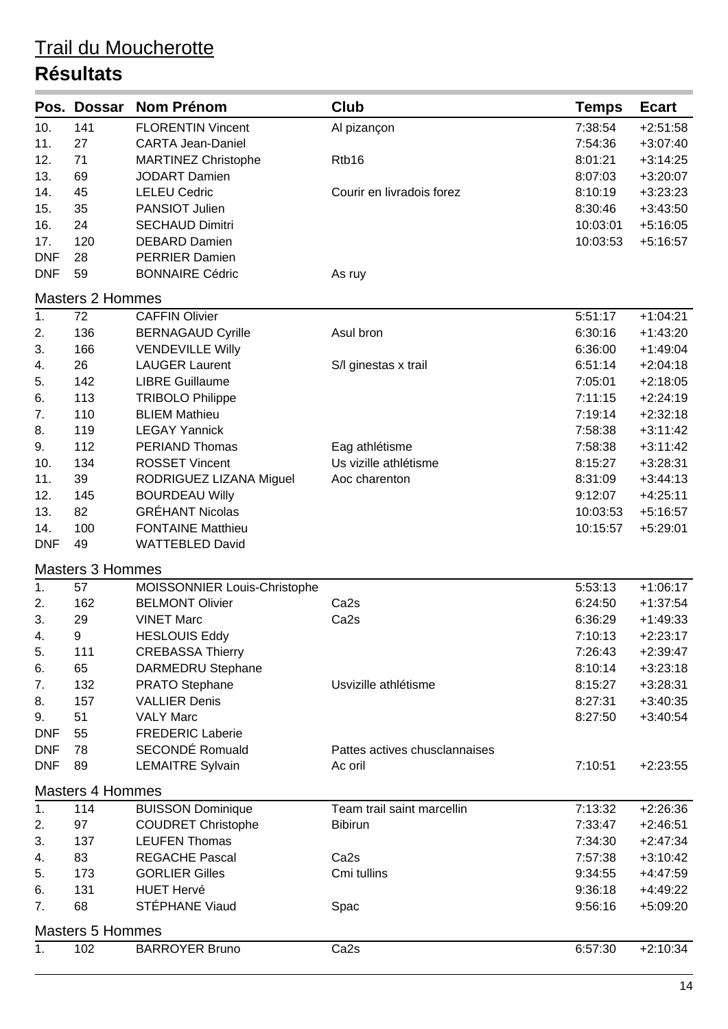# Trail du Moucherotte

## Résultats

| Pos. | Dossar | Nom Prénom | Club | Temps | Ecart |
|---|---|---|---|---|---|
| 10. | 141 | FLORENTIN Vincent | Al pizançon | 7:38:54 | +2:51:58 |
| 11. | 27 | CARTA Jean-Daniel | | 7:54:36 | +3:07:40 |
| 12. | 71 | MARTINEZ Christophe | Rtb16 | 8:01:21 | +3:14:25 |
| 13. | 69 | JODART Damien | | 8:07:03 | +3:20:07 |
| 14. | 45 | LELEU Cedric | Courir en livradois forez | 8:10:19 | +3:23:23 |
| 15. | 35 | PANSIOT Julien | | 8:30:46 | +3:43:50 |
| 16. | 24 | SECHAUD Dimitri | | 10:03:01 | +5:16:05 |
| 17. | 120 | DEBARD Damien | | 10:03:53 | +5:16:57 |
| DNF | 28 | PERRIER Damien | | | |
| DNF | 59 | BONNAIRE Cédric | As ruy | | |

### Masters 2 Hommes

| Pos. | Dossar | Nom Prénom | Club | Temps | Ecart |
|---|---|---|---|---|---|
| 1. | 72 | CAFFIN Olivier | | 5:51:17 | +1:04:21 |
| 2. | 136 | BERNAGAUD Cyrille | Asul bron | 6:30:16 | +1:43:20 |
| 3. | 166 | VENDEVILLE Willy | | 6:36:00 | +1:49:04 |
| 4. | 26 | LAUGER Laurent | S/l ginestas x trail | 6:51:14 | +2:04:18 |
| 5. | 142 | LIBRE Guillaume | | 7:05:01 | +2:18:05 |
| 6. | 113 | TRIBOLO Philippe | | 7:11:15 | +2:24:19 |
| 7. | 110 | BLIEM Mathieu | | 7:19:14 | +2:32:18 |
| 8. | 119 | LEGAY Yannick | | 7:58:38 | +3:11:42 |
| 9. | 112 | PERIAND Thomas | Eag athlétisme | 7:58:38 | +3:11:42 |
| 10. | 134 | ROSSET Vincent | Us vizille athlétisme | 8:15:27 | +3:28:31 |
| 11. | 39 | RODRIGUEZ LIZANA Miguel | Aoc charenton | 8:31:09 | +3:44:13 |
| 12. | 145 | BOURDEAU Willy | | 9:12:07 | +4:25:11 |
| 13. | 82 | GRÉHANT Nicolas | | 10:03:53 | +5:16:57 |
| 14. | 100 | FONTAINE Matthieu | | 10:15:57 | +5:29:01 |
| DNF | 49 | WATTEBLED David | | | |

### Masters 3 Hommes

| Pos. | Dossar | Nom Prénom | Club | Temps | Ecart |
|---|---|---|---|---|---|
| 1. | 57 | MOISSONNIER Louis-Christophe | | 5:53:13 | +1:06:17 |
| 2. | 162 | BELMONT Olivier | Ca2s | 6:24:50 | +1:37:54 |
| 3. | 29 | VINET Marc | Ca2s | 6:36:29 | +1:49:33 |
| 4. | 9 | HESLOUIS Eddy | | 7:10:13 | +2:23:17 |
| 5. | 111 | CREBASSA Thierry | | 7:26:43 | +2:39:47 |
| 6. | 65 | DARMEDRU Stephane | | 8:10:14 | +3:23:18 |
| 7. | 132 | PRATO Stephane | Usvizille athlétisme | 8:15:27 | +3:28:31 |
| 8. | 157 | VALLIER Denis | | 8:27:31 | +3:40:35 |
| 9. | 51 | VALY Marc | | 8:27:50 | +3:40:54 |
| DNF | 55 | FREDERIC Laberie | | | |
| DNF | 78 | SECONDÉ Romuald | Pattes actives chusclannaises | | |
| DNF | 89 | LEMAITRE Sylvain | Ac oril | 7:10:51 | +2:23:55 |

### Masters 4 Hommes

| Pos. | Dossar | Nom Prénom | Club | Temps | Ecart |
|---|---|---|---|---|---|
| 1. | 114 | BUISSON Dominique | Team trail saint marcellin | 7:13:32 | +2:26:36 |
| 2. | 97 | COUDRET Christophe | Bibirun | 7:33:47 | +2:46:51 |
| 3. | 137 | LEUFEN Thomas | | 7:34:30 | +2:47:34 |
| 4. | 83 | REGACHE Pascal | Ca2s | 7:57:38 | +3:10:42 |
| 5. | 173 | GORLIER Gilles | Cmi tullins | 9:34:55 | +4:47:59 |
| 6. | 131 | HUET Hervé | | 9:36:18 | +4:49:22 |
| 7. | 68 | STÉPHANE Viaud | Spac | 9:56:16 | +5:09:20 |

### Masters 5 Hommes

| Pos. | Dossar | Nom Prénom | Club | Temps | Ecart |
|---|---|---|---|---|---|
| 1. | 102 | BARROYER Bruno | Ca2s | 6:57:30 | +2:10:34 |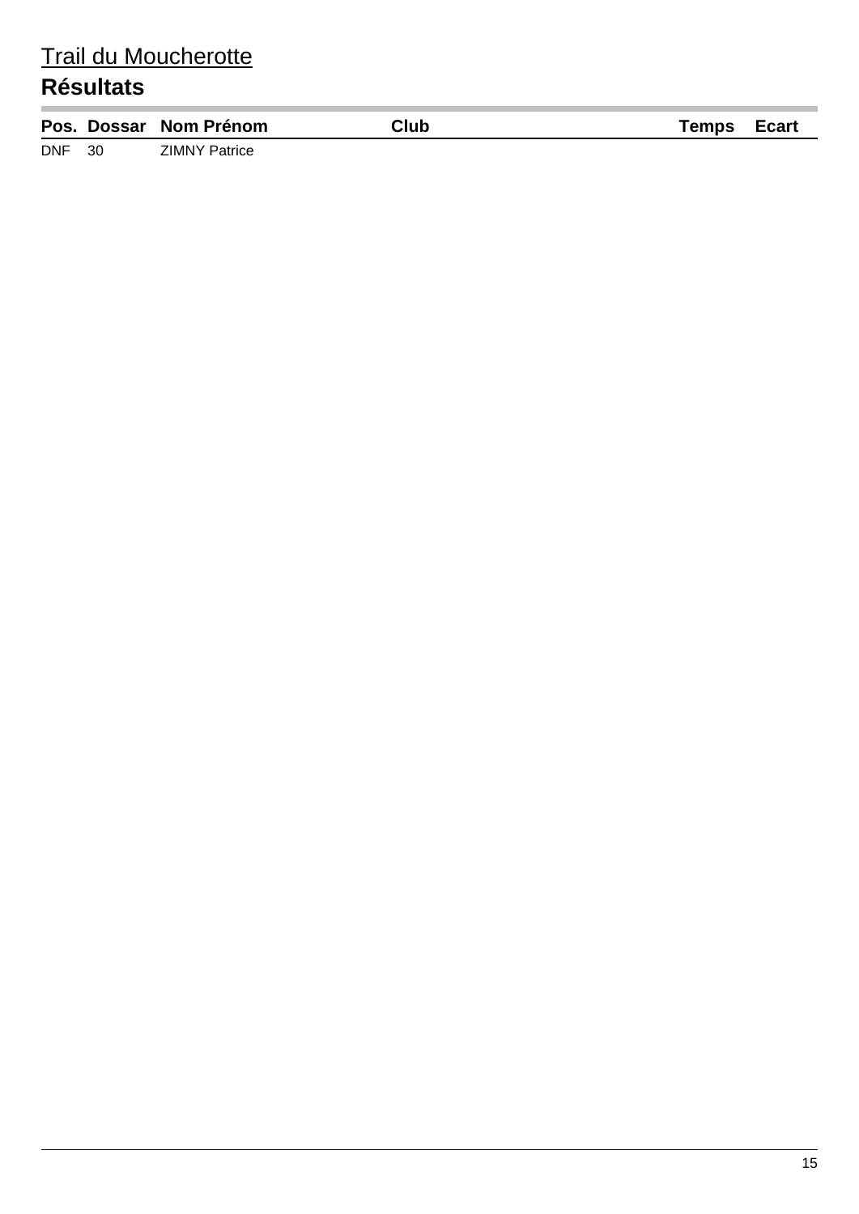Trail du Moucherotte

## Résultats

| Pos. | Dossar | Nom Prénom | Club | Temps | Ecart |
|---|---|---|---|---|---|
| DNF | 30 | ZIMNY Patrice | | | |